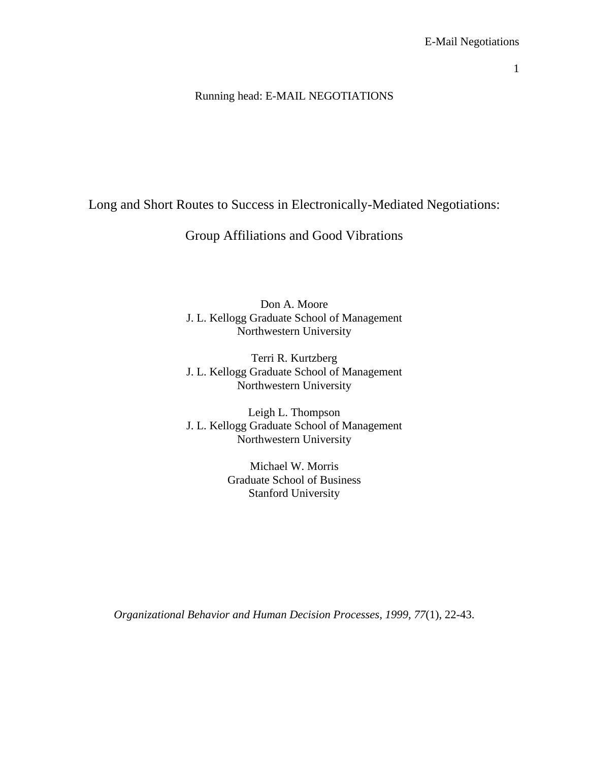Running head: E-MAIL NEGOTIATIONS

# Long and Short Routes to Success in Electronically-Mediated Negotiations:

# Group Affiliations and Good Vibrations

Don A. Moore
J. L. Kellogg Graduate School of Management
Northwestern University

Terri R. Kurtzberg
J. L. Kellogg Graduate School of Management
Northwestern University

Leigh L. Thompson
J. L. Kellogg Graduate School of Management
Northwestern University

Michael W. Morris
Graduate School of Business
Stanford University

*Organizational Behavior and Human Decision Processes, 1999, 77*(1), 22-43.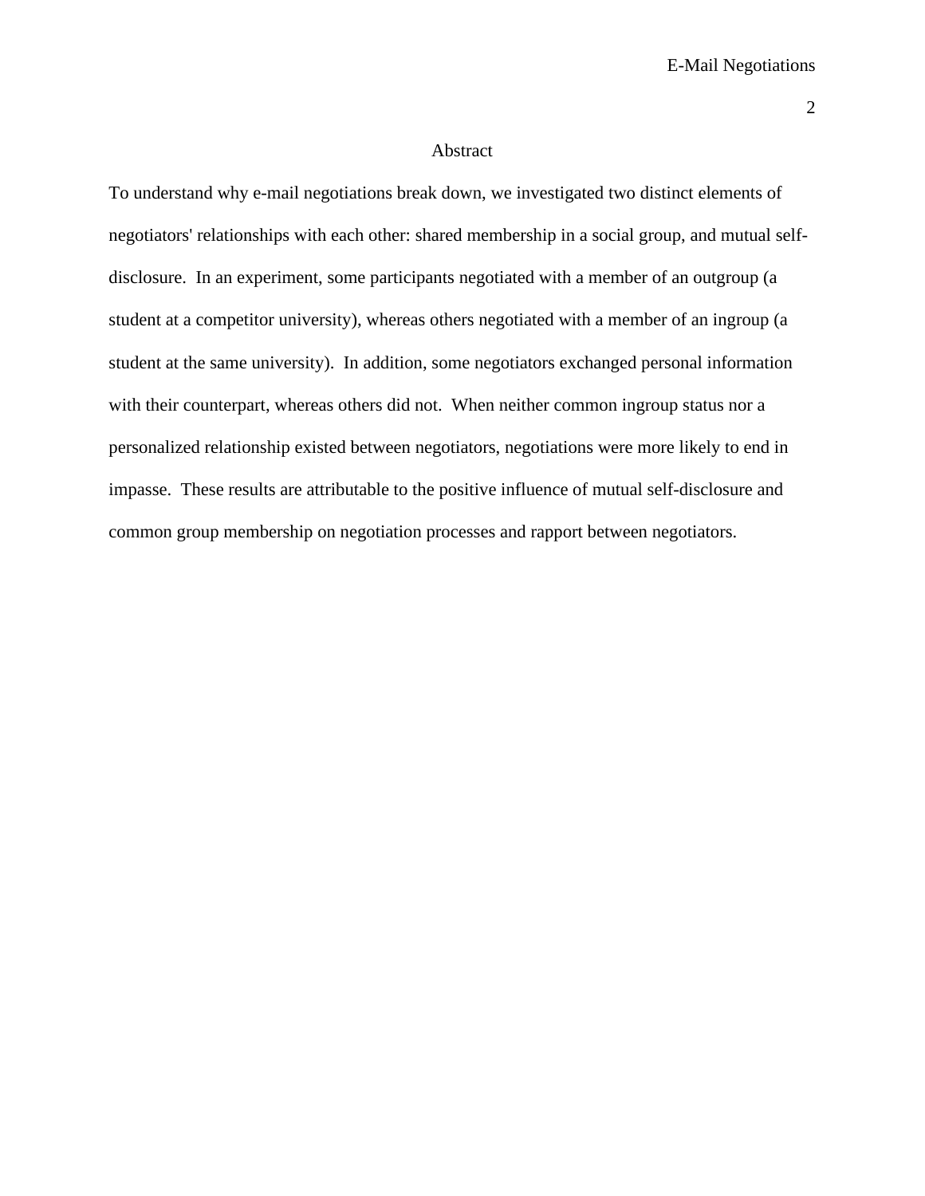# Abstract

To understand why e-mail negotiations break down, we investigated two distinct elements of negotiators' relationships with each other: shared membership in a social group, and mutual self-disclosure. In an experiment, some participants negotiated with a member of an outgroup (a student at a competitor university), whereas others negotiated with a member of an ingroup (a student at the same university). In addition, some negotiators exchanged personal information with their counterpart, whereas others did not. When neither common ingroup status nor a personalized relationship existed between negotiators, negotiations were more likely to end in impasse. These results are attributable to the positive influence of mutual self-disclosure and common group membership on negotiation processes and rapport between negotiators.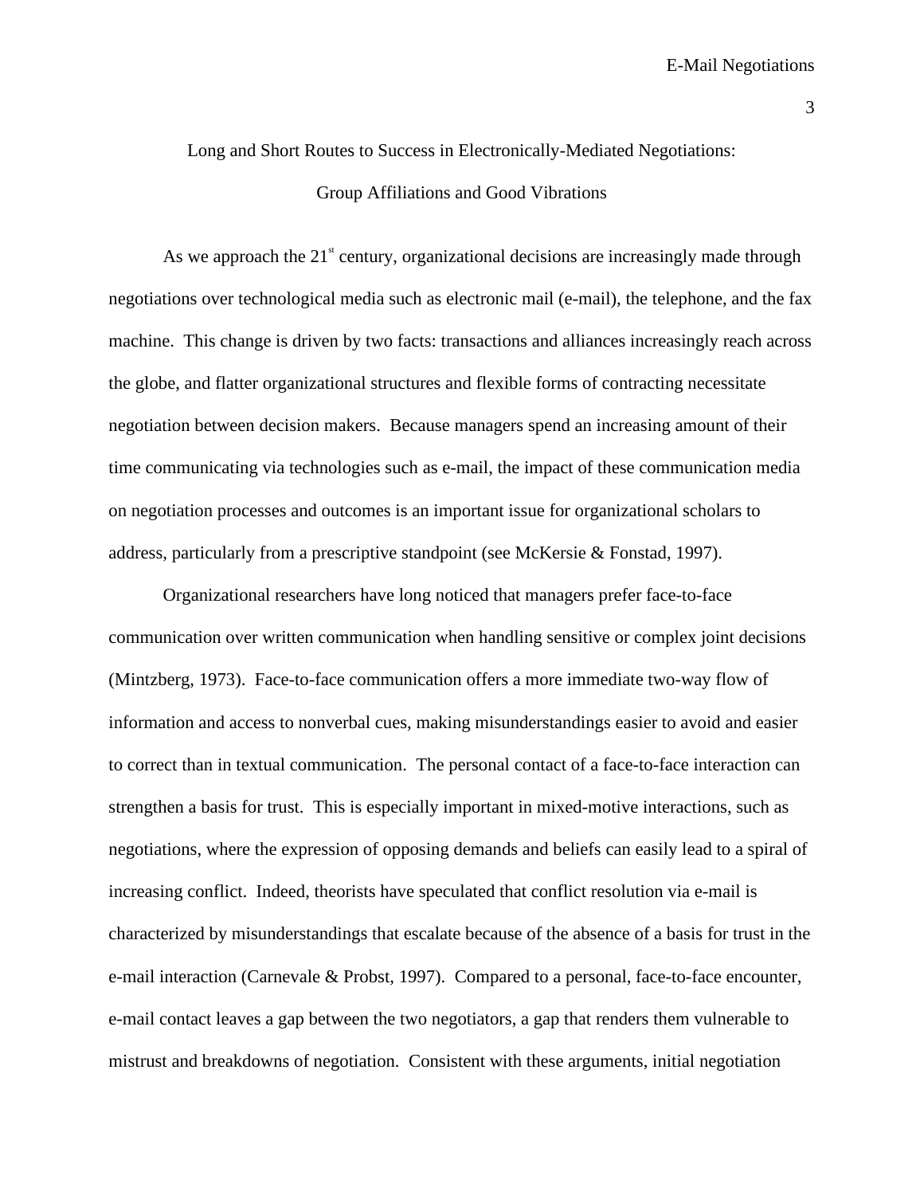# Long and Short Routes to Success in Electronically-Mediated Negotiations: Group Affiliations and Good Vibrations

As we approach the 21st century, organizational decisions are increasingly made through negotiations over technological media such as electronic mail (e-mail), the telephone, and the fax machine. This change is driven by two facts: transactions and alliances increasingly reach across the globe, and flatter organizational structures and flexible forms of contracting necessitate negotiation between decision makers. Because managers spend an increasing amount of their time communicating via technologies such as e-mail, the impact of these communication media on negotiation processes and outcomes is an important issue for organizational scholars to address, particularly from a prescriptive standpoint (see McKersie & Fonstad, 1997).

Organizational researchers have long noticed that managers prefer face-to-face communication over written communication when handling sensitive or complex joint decisions (Mintzberg, 1973). Face-to-face communication offers a more immediate two-way flow of information and access to nonverbal cues, making misunderstandings easier to avoid and easier to correct than in textual communication. The personal contact of a face-to-face interaction can strengthen a basis for trust. This is especially important in mixed-motive interactions, such as negotiations, where the expression of opposing demands and beliefs can easily lead to a spiral of increasing conflict. Indeed, theorists have speculated that conflict resolution via e-mail is characterized by misunderstandings that escalate because of the absence of a basis for trust in the e-mail interaction (Carnevale & Probst, 1997). Compared to a personal, face-to-face encounter, e-mail contact leaves a gap between the two negotiators, a gap that renders them vulnerable to mistrust and breakdowns of negotiation. Consistent with these arguments, initial negotiation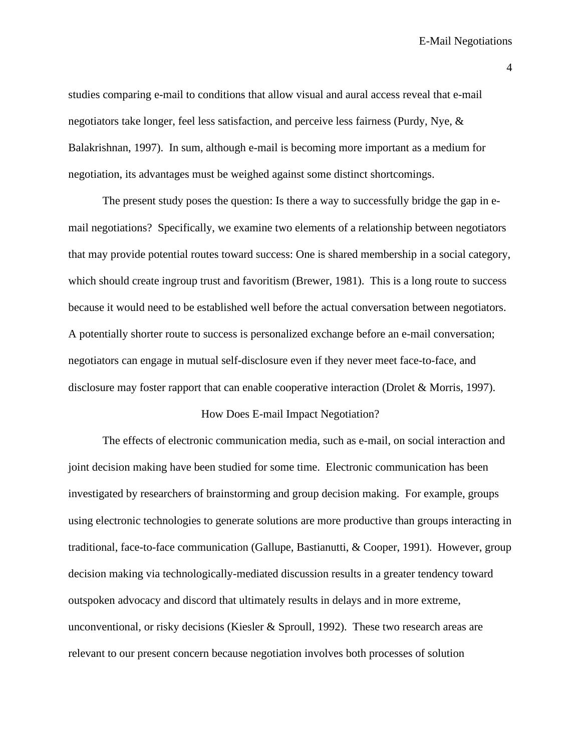studies comparing e-mail to conditions that allow visual and aural access reveal that e-mail negotiators take longer, feel less satisfaction, and perceive less fairness (Purdy, Nye, & Balakrishnan, 1997). In sum, although e-mail is becoming more important as a medium for negotiation, its advantages must be weighed against some distinct shortcomings.

The present study poses the question: Is there a way to successfully bridge the gap in e-mail negotiations? Specifically, we examine two elements of a relationship between negotiators that may provide potential routes toward success: One is shared membership in a social category, which should create ingroup trust and favoritism (Brewer, 1981). This is a long route to success because it would need to be established well before the actual conversation between negotiators. A potentially shorter route to success is personalized exchange before an e-mail conversation; negotiators can engage in mutual self-disclosure even if they never meet face-to-face, and disclosure may foster rapport that can enable cooperative interaction (Drolet & Morris, 1997).

## How Does E-mail Impact Negotiation?

The effects of electronic communication media, such as e-mail, on social interaction and joint decision making have been studied for some time. Electronic communication has been investigated by researchers of brainstorming and group decision making. For example, groups using electronic technologies to generate solutions are more productive than groups interacting in traditional, face-to-face communication (Gallupe, Bastianutti, & Cooper, 1991). However, group decision making via technologically-mediated discussion results in a greater tendency toward outspoken advocacy and discord that ultimately results in delays and in more extreme, unconventional, or risky decisions (Kiesler & Sproull, 1992). These two research areas are relevant to our present concern because negotiation involves both processes of solution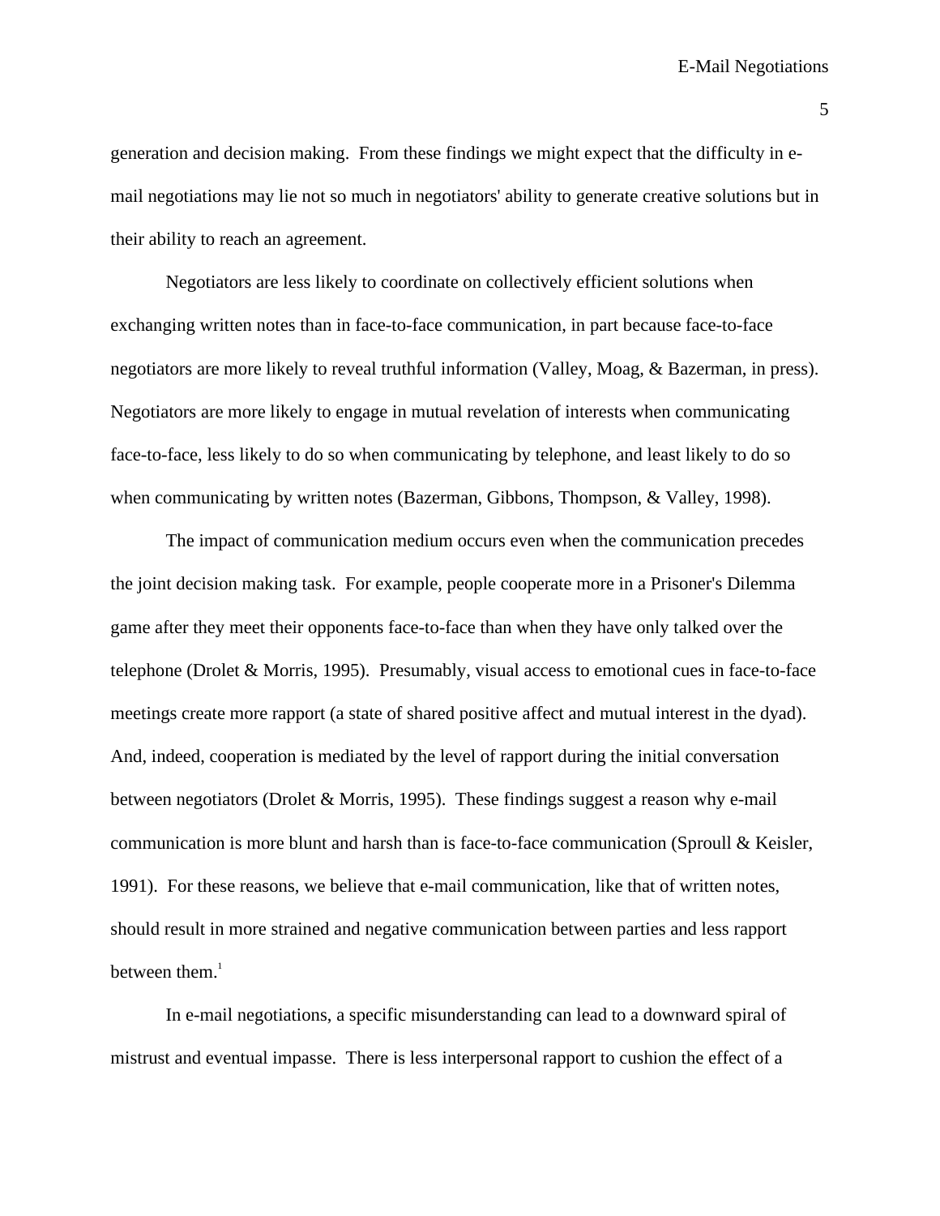generation and decision making. From these findings we might expect that the difficulty in e-mail negotiations may lie not so much in negotiators' ability to generate creative solutions but in their ability to reach an agreement.

Negotiators are less likely to coordinate on collectively efficient solutions when exchanging written notes than in face-to-face communication, in part because face-to-face negotiators are more likely to reveal truthful information (Valley, Moag, & Bazerman, in press). Negotiators are more likely to engage in mutual revelation of interests when communicating face-to-face, less likely to do so when communicating by telephone, and least likely to do so when communicating by written notes (Bazerman, Gibbons, Thompson, & Valley, 1998).

The impact of communication medium occurs even when the communication precedes the joint decision making task. For example, people cooperate more in a Prisoner's Dilemma game after they meet their opponents face-to-face than when they have only talked over the telephone (Drolet & Morris, 1995). Presumably, visual access to emotional cues in face-to-face meetings create more rapport (a state of shared positive affect and mutual interest in the dyad). And, indeed, cooperation is mediated by the level of rapport during the initial conversation between negotiators (Drolet & Morris, 1995). These findings suggest a reason why e-mail communication is more blunt and harsh than is face-to-face communication (Sproull & Keisler, 1991). For these reasons, we believe that e-mail communication, like that of written notes, should result in more strained and negative communication between parties and less rapport between them.[1]

In e-mail negotiations, a specific misunderstanding can lead to a downward spiral of mistrust and eventual impasse. There is less interpersonal rapport to cushion the effect of a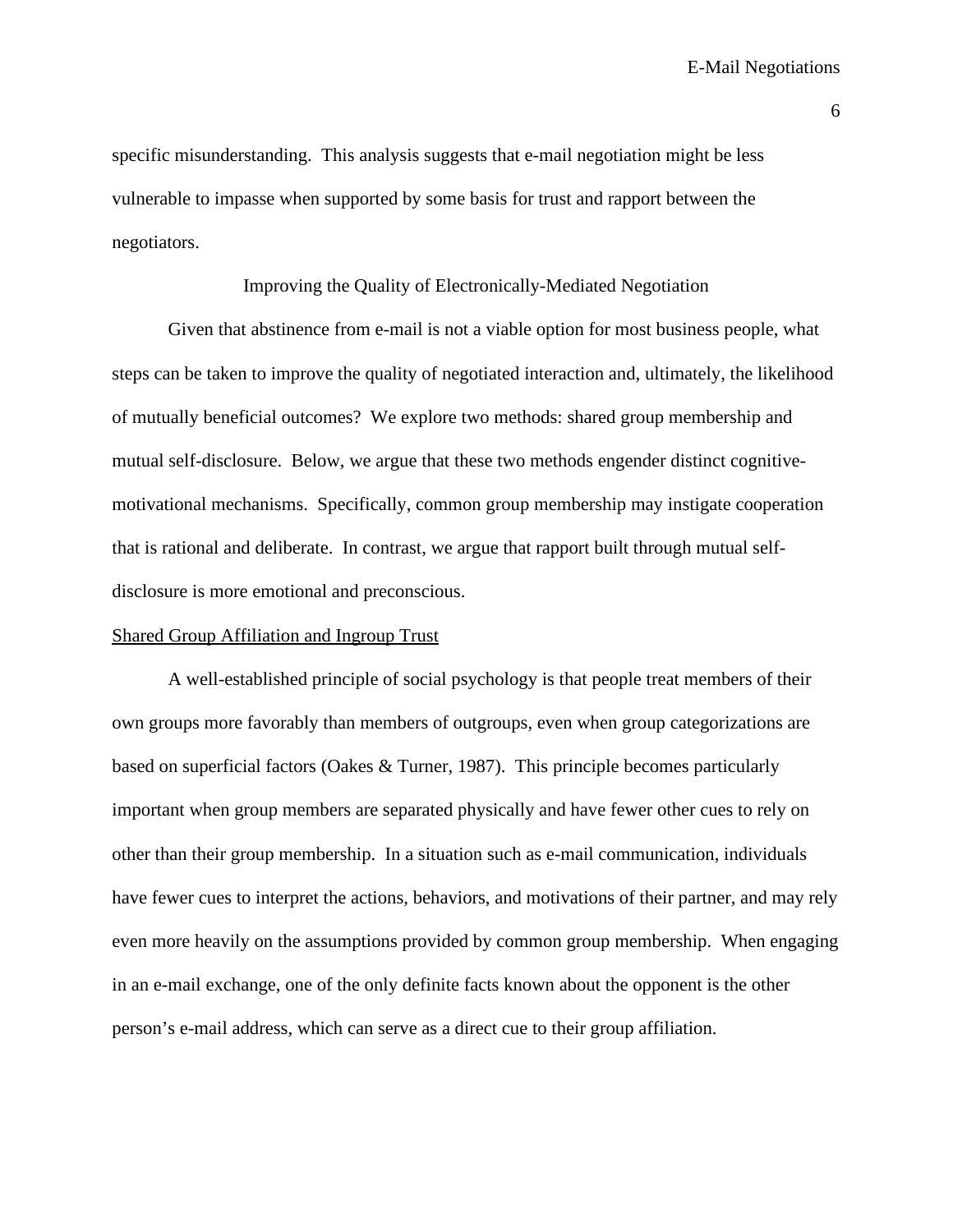specific misunderstanding. This analysis suggests that e-mail negotiation might be less vulnerable to impasse when supported by some basis for trust and rapport between the negotiators.

## Improving the Quality of Electronically-Mediated Negotiation

Given that abstinence from e-mail is not a viable option for most business people, what steps can be taken to improve the quality of negotiated interaction and, ultimately, the likelihood of mutually beneficial outcomes? We explore two methods: shared group membership and mutual self-disclosure. Below, we argue that these two methods engender distinct cognitive-motivational mechanisms. Specifically, common group membership may instigate cooperation that is rational and deliberate. In contrast, we argue that rapport built through mutual self-disclosure is more emotional and preconscious.

### Shared Group Affiliation and Ingroup Trust

A well-established principle of social psychology is that people treat members of their own groups more favorably than members of outgroups, even when group categorizations are based on superficial factors (Oakes & Turner, 1987). This principle becomes particularly important when group members are separated physically and have fewer other cues to rely on other than their group membership. In a situation such as e-mail communication, individuals have fewer cues to interpret the actions, behaviors, and motivations of their partner, and may rely even more heavily on the assumptions provided by common group membership. When engaging in an e-mail exchange, one of the only definite facts known about the opponent is the other person's e-mail address, which can serve as a direct cue to their group affiliation.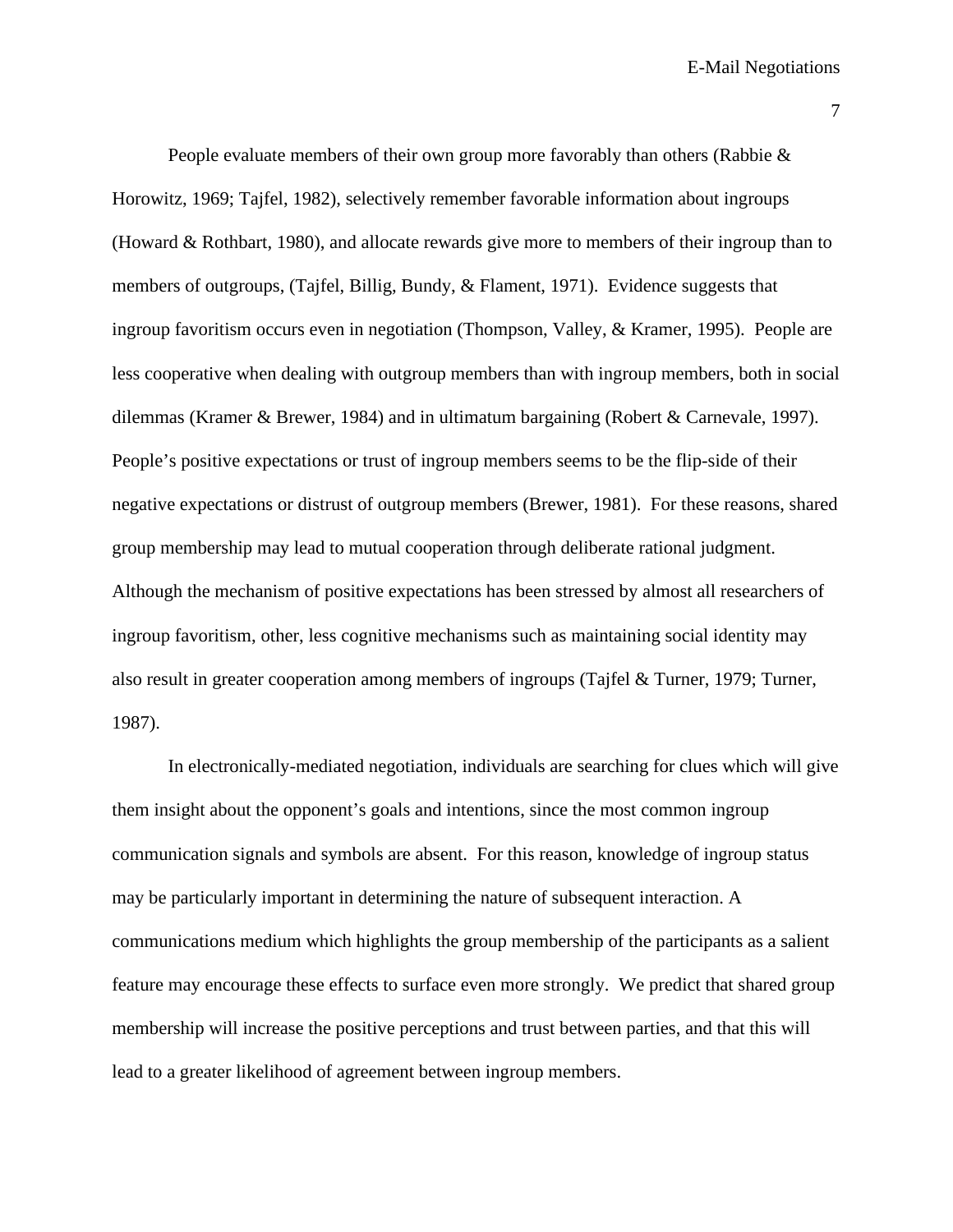People evaluate members of their own group more favorably than others (Rabbie & Horowitz, 1969; Tajfel, 1982), selectively remember favorable information about ingroups (Howard & Rothbart, 1980), and allocate rewards give more to members of their ingroup than to members of outgroups, (Tajfel, Billig, Bundy, & Flament, 1971). Evidence suggests that ingroup favoritism occurs even in negotiation (Thompson, Valley, & Kramer, 1995). People are less cooperative when dealing with outgroup members than with ingroup members, both in social dilemmas (Kramer & Brewer, 1984) and in ultimatum bargaining (Robert & Carnevale, 1997). People's positive expectations or trust of ingroup members seems to be the flip-side of their negative expectations or distrust of outgroup members (Brewer, 1981). For these reasons, shared group membership may lead to mutual cooperation through deliberate rational judgment. Although the mechanism of positive expectations has been stressed by almost all researchers of ingroup favoritism, other, less cognitive mechanisms such as maintaining social identity may also result in greater cooperation among members of ingroups (Tajfel & Turner, 1979; Turner, 1987).

In electronically-mediated negotiation, individuals are searching for clues which will give them insight about the opponent's goals and intentions, since the most common ingroup communication signals and symbols are absent. For this reason, knowledge of ingroup status may be particularly important in determining the nature of subsequent interaction. A communications medium which highlights the group membership of the participants as a salient feature may encourage these effects to surface even more strongly. We predict that shared group membership will increase the positive perceptions and trust between parties, and that this will lead to a greater likelihood of agreement between ingroup members.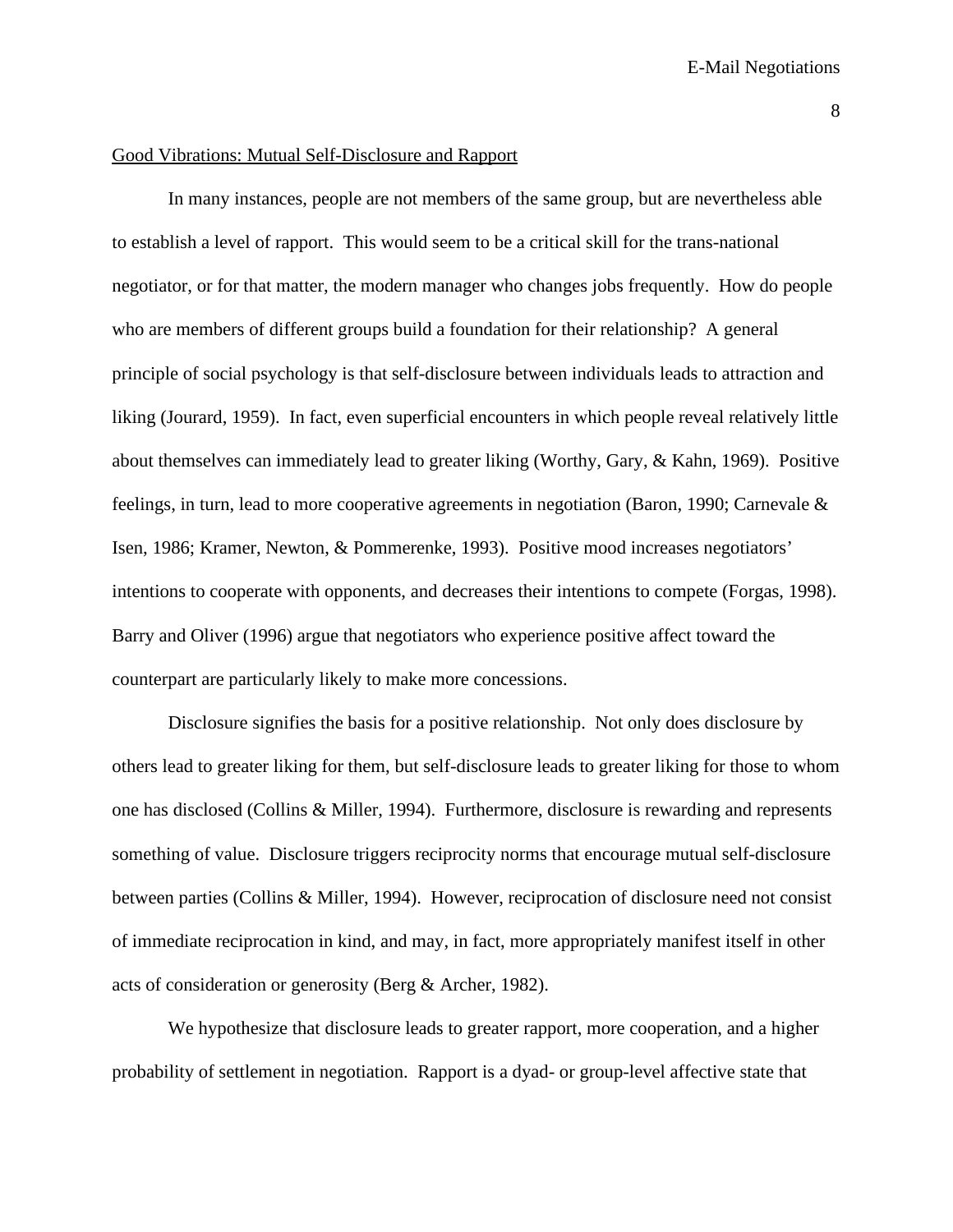## Good Vibrations: Mutual Self-Disclosure and Rapport

In many instances, people are not members of the same group, but are nevertheless able to establish a level of rapport. This would seem to be a critical skill for the trans-national negotiator, or for that matter, the modern manager who changes jobs frequently. How do people who are members of different groups build a foundation for their relationship? A general principle of social psychology is that self-disclosure between individuals leads to attraction and liking (Jourard, 1959). In fact, even superficial encounters in which people reveal relatively little about themselves can immediately lead to greater liking (Worthy, Gary, & Kahn, 1969). Positive feelings, in turn, lead to more cooperative agreements in negotiation (Baron, 1990; Carnevale & Isen, 1986; Kramer, Newton, & Pommerenke, 1993). Positive mood increases negotiators' intentions to cooperate with opponents, and decreases their intentions to compete (Forgas, 1998). Barry and Oliver (1996) argue that negotiators who experience positive affect toward the counterpart are particularly likely to make more concessions.

Disclosure signifies the basis for a positive relationship. Not only does disclosure by others lead to greater liking for them, but self-disclosure leads to greater liking for those to whom one has disclosed (Collins & Miller, 1994). Furthermore, disclosure is rewarding and represents something of value. Disclosure triggers reciprocity norms that encourage mutual self-disclosure between parties (Collins & Miller, 1994). However, reciprocation of disclosure need not consist of immediate reciprocation in kind, and may, in fact, more appropriately manifest itself in other acts of consideration or generosity (Berg & Archer, 1982).

We hypothesize that disclosure leads to greater rapport, more cooperation, and a higher probability of settlement in negotiation. Rapport is a dyad- or group-level affective state that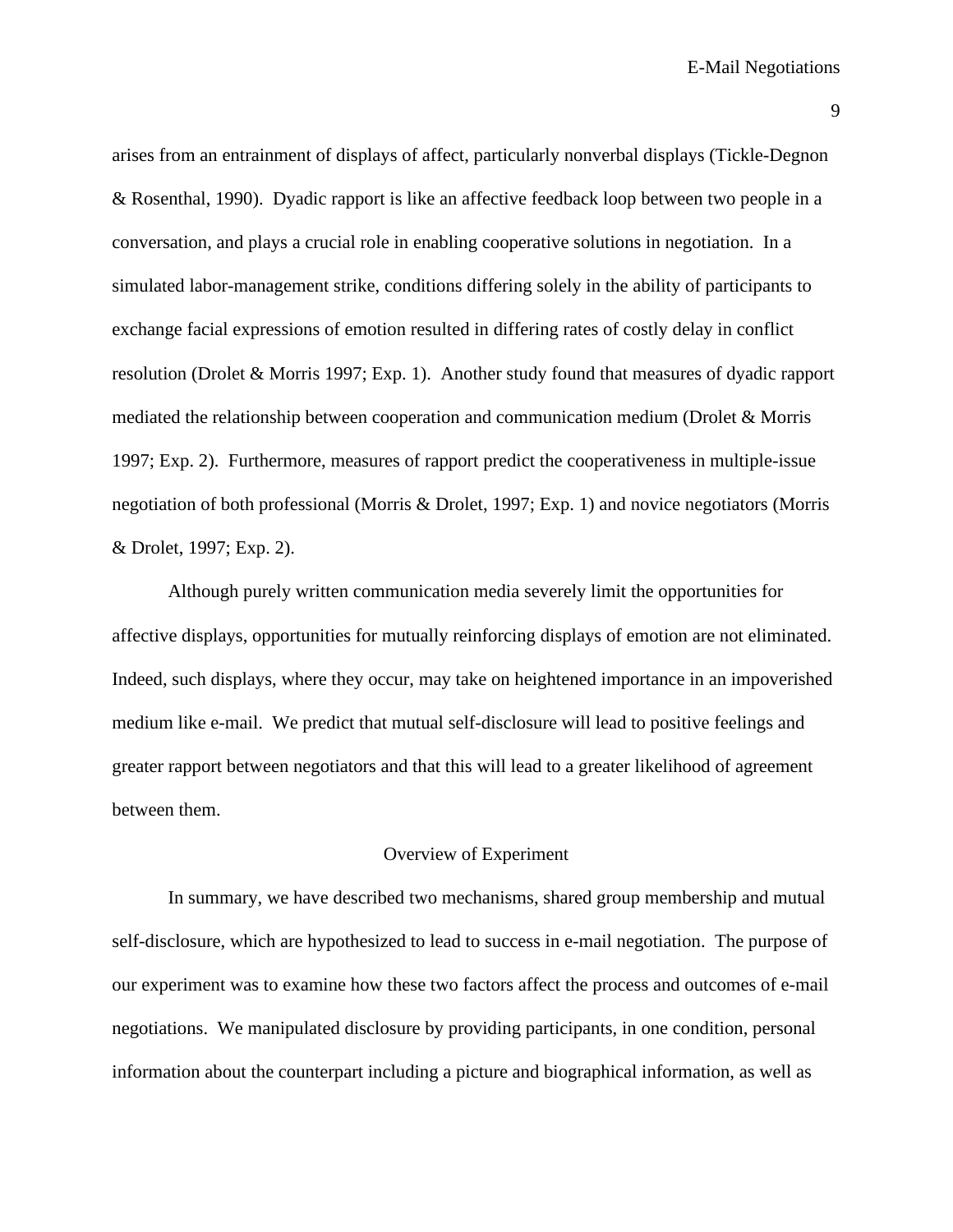arises from an entrainment of displays of affect, particularly nonverbal displays (Tickle-Degnon & Rosenthal, 1990). Dyadic rapport is like an affective feedback loop between two people in a conversation, and plays a crucial role in enabling cooperative solutions in negotiation. In a simulated labor-management strike, conditions differing solely in the ability of participants to exchange facial expressions of emotion resulted in differing rates of costly delay in conflict resolution (Drolet & Morris 1997; Exp. 1). Another study found that measures of dyadic rapport mediated the relationship between cooperation and communication medium (Drolet & Morris 1997; Exp. 2). Furthermore, measures of rapport predict the cooperativeness in multiple-issue negotiation of both professional (Morris & Drolet, 1997; Exp. 1) and novice negotiators (Morris & Drolet, 1997; Exp. 2).

Although purely written communication media severely limit the opportunities for affective displays, opportunities for mutually reinforcing displays of emotion are not eliminated. Indeed, such displays, where they occur, may take on heightened importance in an impoverished medium like e-mail. We predict that mutual self-disclosure will lead to positive feelings and greater rapport between negotiators and that this will lead to a greater likelihood of agreement between them.

## Overview of Experiment

In summary, we have described two mechanisms, shared group membership and mutual self-disclosure, which are hypothesized to lead to success in e-mail negotiation. The purpose of our experiment was to examine how these two factors affect the process and outcomes of e-mail negotiations. We manipulated disclosure by providing participants, in one condition, personal information about the counterpart including a picture and biographical information, as well as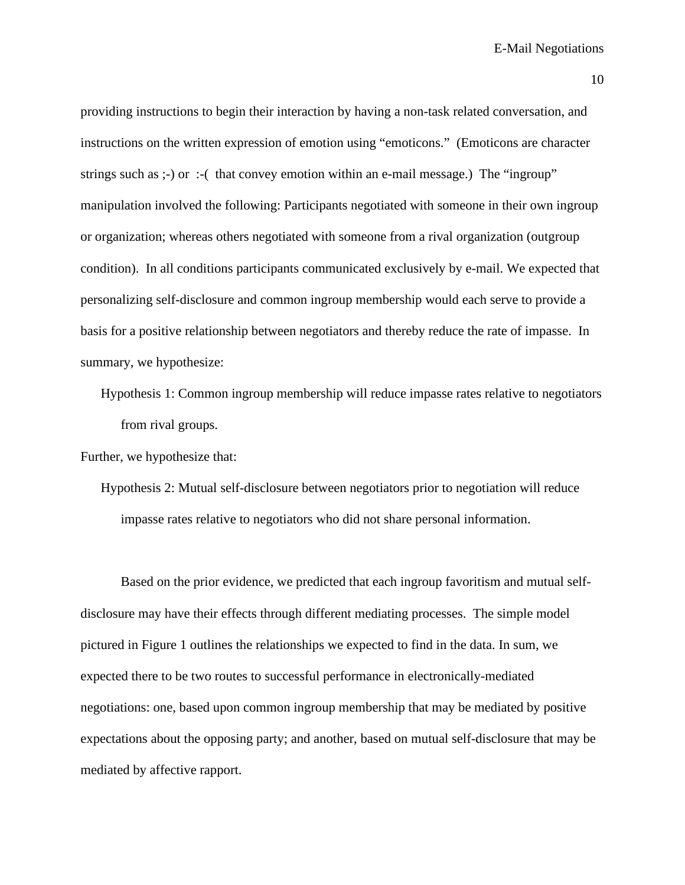providing instructions to begin their interaction by having a non-task related conversation, and instructions on the written expression of emotion using “emoticons.” (Emoticons are character strings such as ;-) or :-( that convey emotion within an e-mail message.) The “ingroup” manipulation involved the following: Participants negotiated with someone in their own ingroup or organization; whereas others negotiated with someone from a rival organization (outgroup condition). In all conditions participants communicated exclusively by e-mail. We expected that personalizing self-disclosure and common ingroup membership would each serve to provide a basis for a positive relationship between negotiators and thereby reduce the rate of impasse. In summary, we hypothesize:

> Hypothesis 1: Common ingroup membership will reduce impasse rates relative to negotiators from rival groups.

Further, we hypothesize that:

> Hypothesis 2: Mutual self-disclosure between negotiators prior to negotiation will reduce impasse rates relative to negotiators who did not share personal information.

Based on the prior evidence, we predicted that each ingroup favoritism and mutual self-disclosure may have their effects through different mediating processes. The simple model pictured in Figure 1 outlines the relationships we expected to find in the data. In sum, we expected there to be two routes to successful performance in electronically-mediated negotiations: one, based upon common ingroup membership that may be mediated by positive expectations about the opposing party; and another, based on mutual self-disclosure that may be mediated by affective rapport.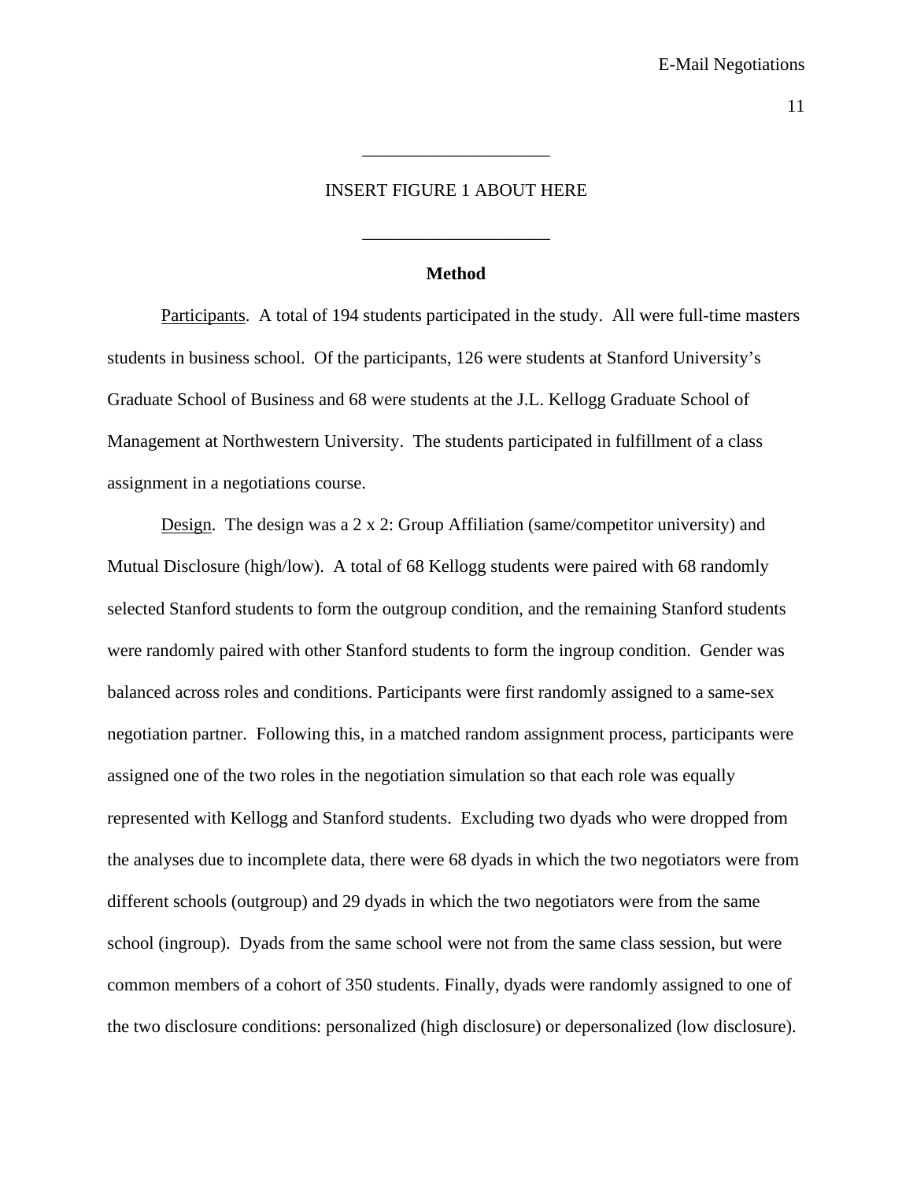_____________________

INSERT FIGURE 1 ABOUT HERE

_____________________

## Method

Participants. A total of 194 students participated in the study. All were full-time masters students in business school. Of the participants, 126 were students at Stanford University's Graduate School of Business and 68 were students at the J.L. Kellogg Graduate School of Management at Northwestern University. The students participated in fulfillment of a class assignment in a negotiations course.

Design. The design was a 2 x 2: Group Affiliation (same/competitor university) and Mutual Disclosure (high/low). A total of 68 Kellogg students were paired with 68 randomly selected Stanford students to form the outgroup condition, and the remaining Stanford students were randomly paired with other Stanford students to form the ingroup condition. Gender was balanced across roles and conditions. Participants were first randomly assigned to a same-sex negotiation partner. Following this, in a matched random assignment process, participants were assigned one of the two roles in the negotiation simulation so that each role was equally represented with Kellogg and Stanford students. Excluding two dyads who were dropped from the analyses due to incomplete data, there were 68 dyads in which the two negotiators were from different schools (outgroup) and 29 dyads in which the two negotiators were from the same school (ingroup). Dyads from the same school were not from the same class session, but were common members of a cohort of 350 students. Finally, dyads were randomly assigned to one of the two disclosure conditions: personalized (high disclosure) or depersonalized (low disclosure).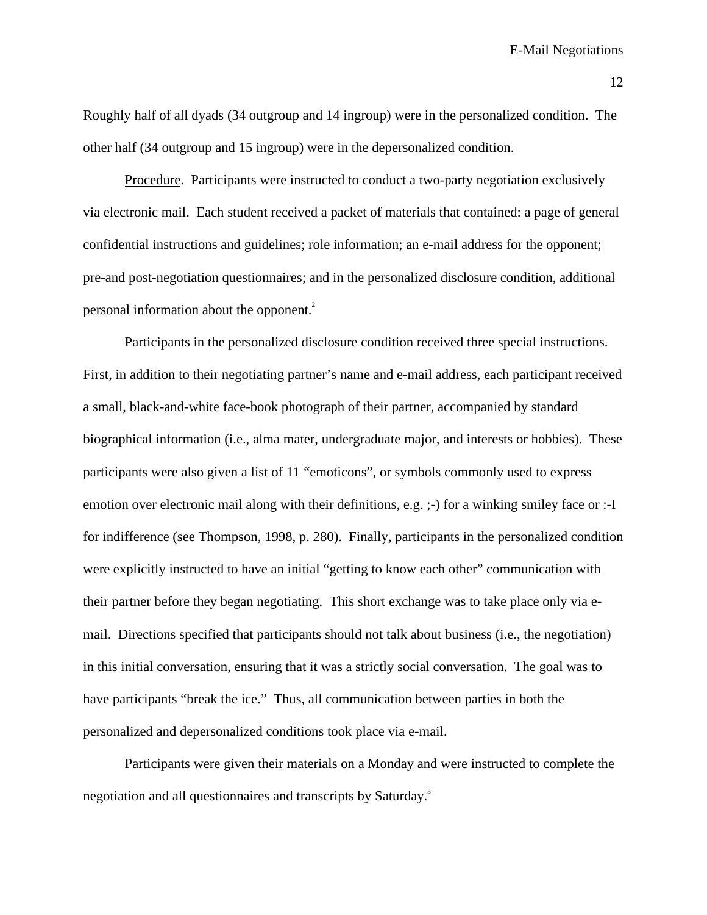Roughly half of all dyads (34 outgroup and 14 ingroup) were in the personalized condition. The other half (34 outgroup and 15 ingroup) were in the depersonalized condition.

Procedure. Participants were instructed to conduct a two-party negotiation exclusively via electronic mail. Each student received a packet of materials that contained: a page of general confidential instructions and guidelines; role information; an e-mail address for the opponent; pre-and post-negotiation questionnaires; and in the personalized disclosure condition, additional personal information about the opponent.[2]

Participants in the personalized disclosure condition received three special instructions. First, in addition to their negotiating partner's name and e-mail address, each participant received a small, black-and-white face-book photograph of their partner, accompanied by standard biographical information (i.e., alma mater, undergraduate major, and interests or hobbies). These participants were also given a list of 11 "emoticons", or symbols commonly used to express emotion over electronic mail along with their definitions, e.g. ;-) for a winking smiley face or :-I for indifference (see Thompson, 1998, p. 280). Finally, participants in the personalized condition were explicitly instructed to have an initial "getting to know each other" communication with their partner before they began negotiating. This short exchange was to take place only via e-mail. Directions specified that participants should not talk about business (i.e., the negotiation) in this initial conversation, ensuring that it was a strictly social conversation. The goal was to have participants "break the ice." Thus, all communication between parties in both the personalized and depersonalized conditions took place via e-mail.

Participants were given their materials on a Monday and were instructed to complete the negotiation and all questionnaires and transcripts by Saturday.[3]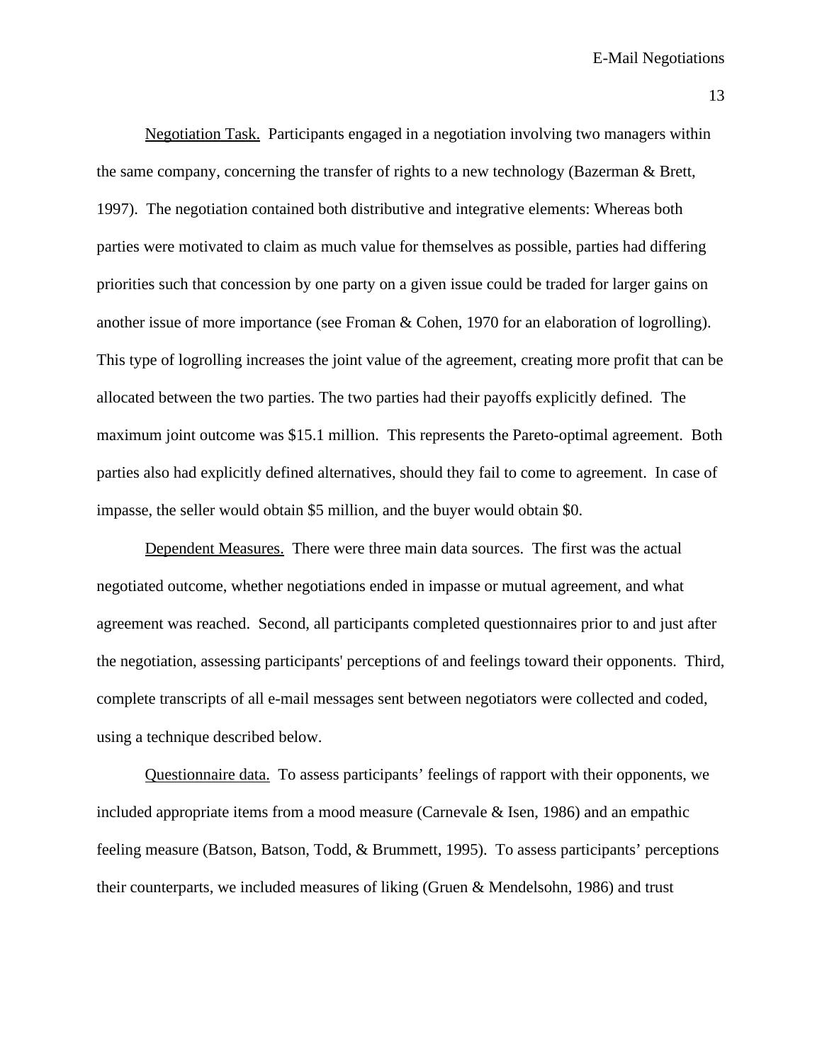Negotiation Task. Participants engaged in a negotiation involving two managers within the same company, concerning the transfer of rights to a new technology (Bazerman & Brett, 1997). The negotiation contained both distributive and integrative elements: Whereas both parties were motivated to claim as much value for themselves as possible, parties had differing priorities such that concession by one party on a given issue could be traded for larger gains on another issue of more importance (see Froman & Cohen, 1970 for an elaboration of logrolling). This type of logrolling increases the joint value of the agreement, creating more profit that can be allocated between the two parties. The two parties had their payoffs explicitly defined. The maximum joint outcome was $15.1 million. This represents the Pareto-optimal agreement. Both parties also had explicitly defined alternatives, should they fail to come to agreement. In case of impasse, the seller would obtain $5 million, and the buyer would obtain $0.

Dependent Measures. There were three main data sources. The first was the actual negotiated outcome, whether negotiations ended in impasse or mutual agreement, and what agreement was reached. Second, all participants completed questionnaires prior to and just after the negotiation, assessing participants' perceptions of and feelings toward their opponents. Third, complete transcripts of all e-mail messages sent between negotiators were collected and coded, using a technique described below.

Questionnaire data. To assess participants' feelings of rapport with their opponents, we included appropriate items from a mood measure (Carnevale & Isen, 1986) and an empathic feeling measure (Batson, Batson, Todd, & Brummett, 1995). To assess participants' perceptions their counterparts, we included measures of liking (Gruen & Mendelsohn, 1986) and trust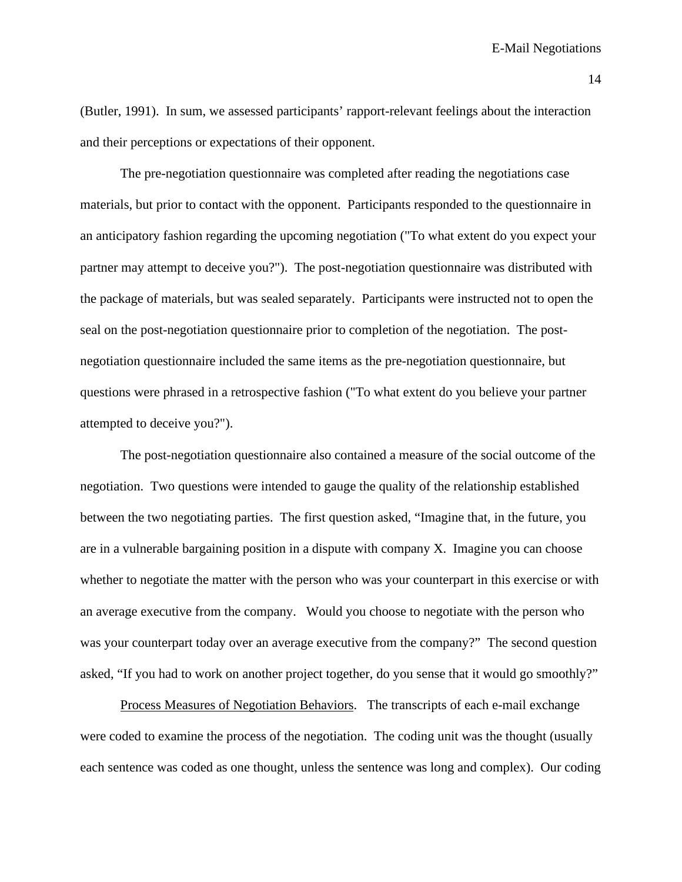(Butler, 1991). In sum, we assessed participants' rapport-relevant feelings about the interaction and their perceptions or expectations of their opponent.

The pre-negotiation questionnaire was completed after reading the negotiations case materials, but prior to contact with the opponent. Participants responded to the questionnaire in an anticipatory fashion regarding the upcoming negotiation ("To what extent do you expect your partner may attempt to deceive you?"). The post-negotiation questionnaire was distributed with the package of materials, but was sealed separately. Participants were instructed not to open the seal on the post-negotiation questionnaire prior to completion of the negotiation. The post-negotiation questionnaire included the same items as the pre-negotiation questionnaire, but questions were phrased in a retrospective fashion ("To what extent do you believe your partner attempted to deceive you?").

The post-negotiation questionnaire also contained a measure of the social outcome of the negotiation. Two questions were intended to gauge the quality of the relationship established between the two negotiating parties. The first question asked, "Imagine that, in the future, you are in a vulnerable bargaining position in a dispute with company X. Imagine you can choose whether to negotiate the matter with the person who was your counterpart in this exercise or with an average executive from the company. Would you choose to negotiate with the person who was your counterpart today over an average executive from the company?" The second question asked, "If you had to work on another project together, do you sense that it would go smoothly?"

Process Measures of Negotiation Behaviors. The transcripts of each e-mail exchange were coded to examine the process of the negotiation. The coding unit was the thought (usually each sentence was coded as one thought, unless the sentence was long and complex). Our coding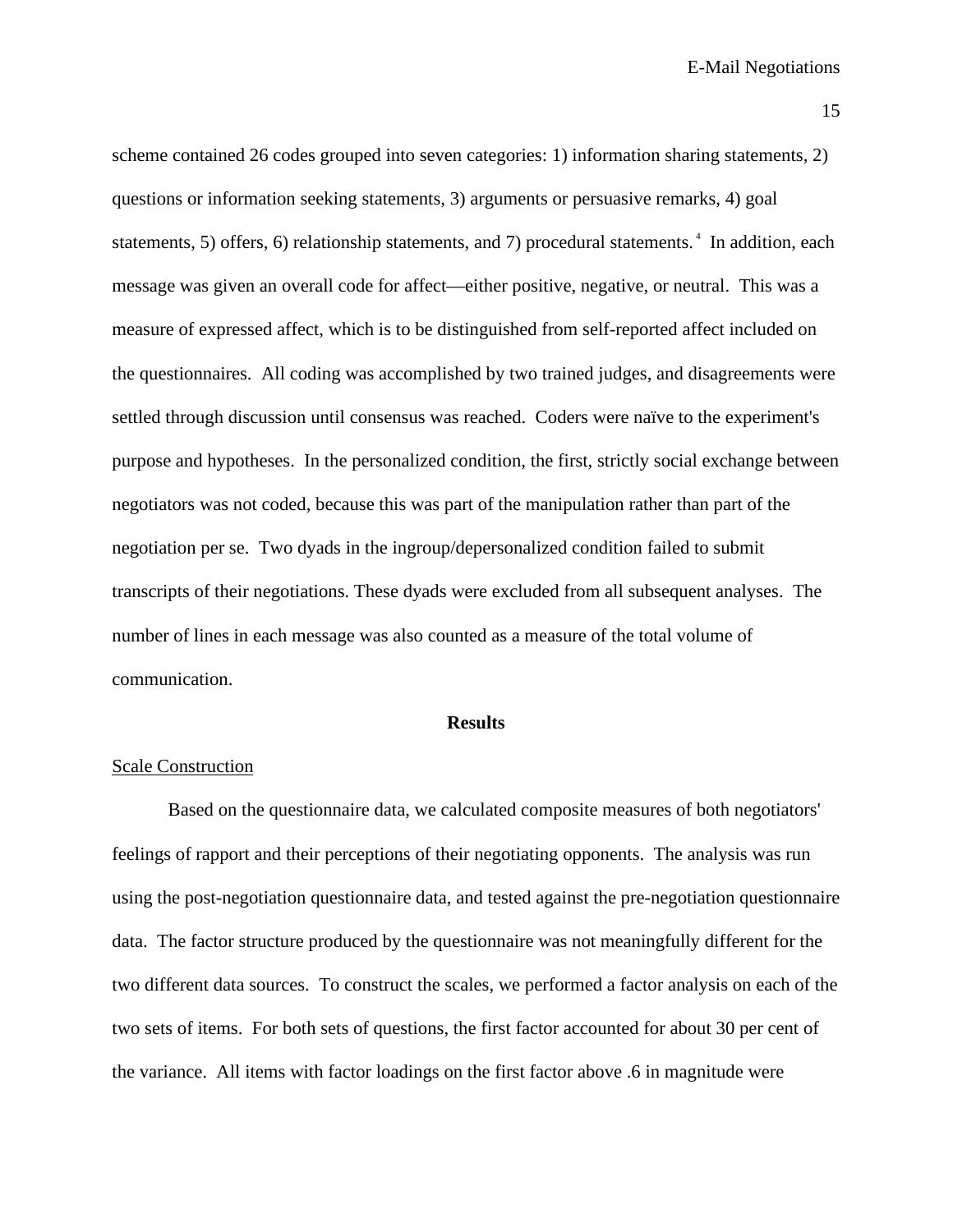scheme contained 26 codes grouped into seven categories: 1) information sharing statements, 2) questions or information seeking statements, 3) arguments or persuasive remarks, 4) goal statements, 5) offers, 6) relationship statements, and 7) procedural statements.[4] In addition, each message was given an overall code for affect—either positive, negative, or neutral. This was a measure of expressed affect, which is to be distinguished from self-reported affect included on the questionnaires. All coding was accomplished by two trained judges, and disagreements were settled through discussion until consensus was reached. Coders were naïve to the experiment's purpose and hypotheses. In the personalized condition, the first, strictly social exchange between negotiators was not coded, because this was part of the manipulation rather than part of the negotiation per se. Two dyads in the ingroup/depersonalized condition failed to submit transcripts of their negotiations. These dyads were excluded from all subsequent analyses. The number of lines in each message was also counted as a measure of the total volume of communication.

## Results

### Scale Construction

Based on the questionnaire data, we calculated composite measures of both negotiators' feelings of rapport and their perceptions of their negotiating opponents. The analysis was run using the post-negotiation questionnaire data, and tested against the pre-negotiation questionnaire data. The factor structure produced by the questionnaire was not meaningfully different for the two different data sources. To construct the scales, we performed a factor analysis on each of the two sets of items. For both sets of questions, the first factor accounted for about 30 per cent of the variance. All items with factor loadings on the first factor above .6 in magnitude were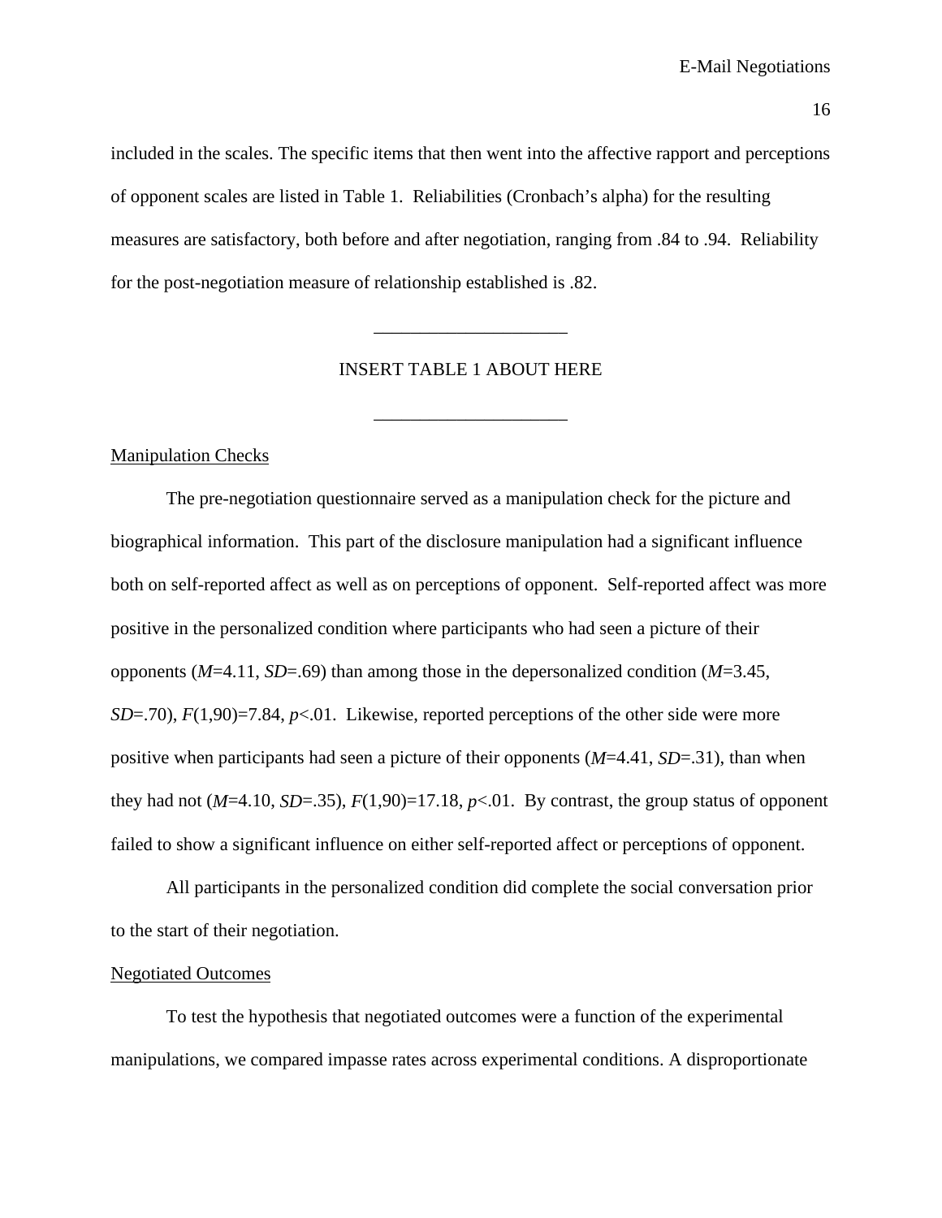included in the scales. The specific items that then went into the affective rapport and perceptions of opponent scales are listed in Table 1. Reliabilities (Cronbach's alpha) for the resulting measures are satisfactory, both before and after negotiation, ranging from .84 to .94. Reliability for the post-negotiation measure of relationship established is .82.

INSERT TABLE 1 ABOUT HERE

Manipulation Checks

The pre-negotiation questionnaire served as a manipulation check for the picture and biographical information. This part of the disclosure manipulation had a significant influence both on self-reported affect as well as on perceptions of opponent. Self-reported affect was more positive in the personalized condition where participants who had seen a picture of their opponents ($M$=4.11, $SD$=.69) than among those in the depersonalized condition ($M$=3.45, $SD$=.70), $F(1,90)$=7.84, $p$<.01. Likewise, reported perceptions of the other side were more positive when participants had seen a picture of their opponents ($M$=4.41, $SD$=.31), than when they had not ($M$=4.10, $SD$=.35), $F(1,90)$=17.18, $p$<.01. By contrast, the group status of opponent failed to show a significant influence on either self-reported affect or perceptions of opponent.

All participants in the personalized condition did complete the social conversation prior to the start of their negotiation.

Negotiated Outcomes

To test the hypothesis that negotiated outcomes were a function of the experimental manipulations, we compared impasse rates across experimental conditions. A disproportionate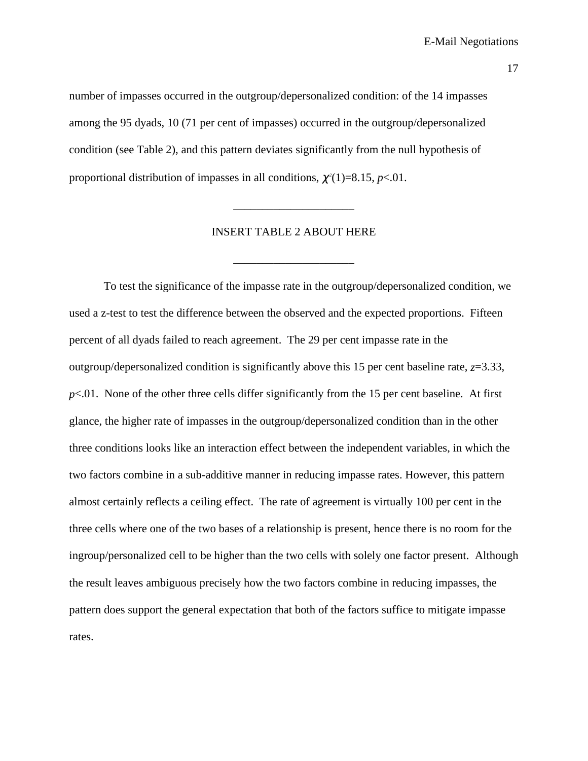number of impasses occurred in the outgroup/depersonalized condition: of the 14 impasses among the 95 dyads, 10 (71 per cent of impasses) occurred in the outgroup/depersonalized condition (see Table 2), and this pattern deviates significantly from the null hypothesis of proportional distribution of impasses in all conditions, $\chi^2(1)=8.15$, $p<.01$.

---

INSERT TABLE 2 ABOUT HERE

---

To test the significance of the impasse rate in the outgroup/depersonalized condition, we used a z-test to test the difference between the observed and the expected proportions. Fifteen percent of all dyads failed to reach agreement. The 29 per cent impasse rate in the outgroup/depersonalized condition is significantly above this 15 per cent baseline rate, $z=3.33$, $p<.01$. None of the other three cells differ significantly from the 15 per cent baseline. At first glance, the higher rate of impasses in the outgroup/depersonalized condition than in the other three conditions looks like an interaction effect between the independent variables, in which the two factors combine in a sub-additive manner in reducing impasse rates. However, this pattern almost certainly reflects a ceiling effect. The rate of agreement is virtually 100 per cent in the three cells where one of the two bases of a relationship is present, hence there is no room for the ingroup/personalized cell to be higher than the two cells with solely one factor present. Although the result leaves ambiguous precisely how the two factors combine in reducing impasses, the pattern does support the general expectation that both of the factors suffice to mitigate impasse rates.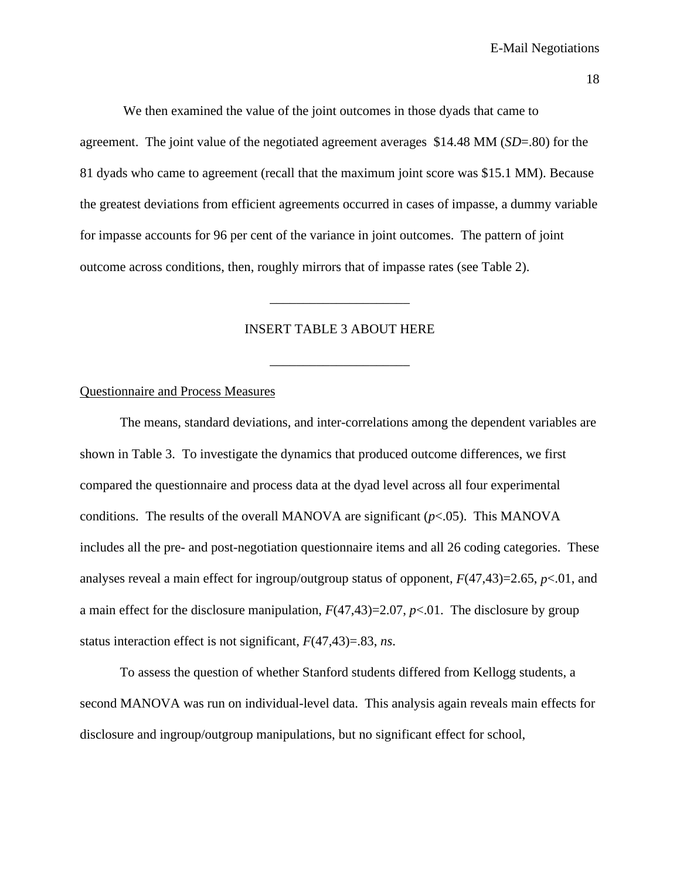We then examined the value of the joint outcomes in those dyads that came to agreement. The joint value of the negotiated agreement averages $14.48 MM (*SD*=.80) for the 81 dyads who came to agreement (recall that the maximum joint score was $15.1 MM). Because the greatest deviations from efficient agreements occurred in cases of impasse, a dummy variable for impasse accounts for 96 per cent of the variance in joint outcomes. The pattern of joint outcome across conditions, then, roughly mirrors that of impasse rates (see Table 2).

---

INSERT TABLE 3 ABOUT HERE

---

<u>Questionnaire and Process Measures</u>

The means, standard deviations, and inter-correlations among the dependent variables are shown in Table 3. To investigate the dynamics that produced outcome differences, we first compared the questionnaire and process data at the dyad level across all four experimental conditions. The results of the overall MANOVA are significant ($p<.05$). This MANOVA includes all the pre- and post-negotiation questionnaire items and all 26 coding categories. These analyses reveal a main effect for ingroup/outgroup status of opponent, $F(47,43)=2.65$, $p<.01$, and a main effect for the disclosure manipulation, $F(47,43)=2.07$, $p<.01$. The disclosure by group status interaction effect is not significant, $F(47,43)=.83$, *ns*.

To assess the question of whether Stanford students differed from Kellogg students, a second MANOVA was run on individual-level data. This analysis again reveals main effects for disclosure and ingroup/outgroup manipulations, but no significant effect for school,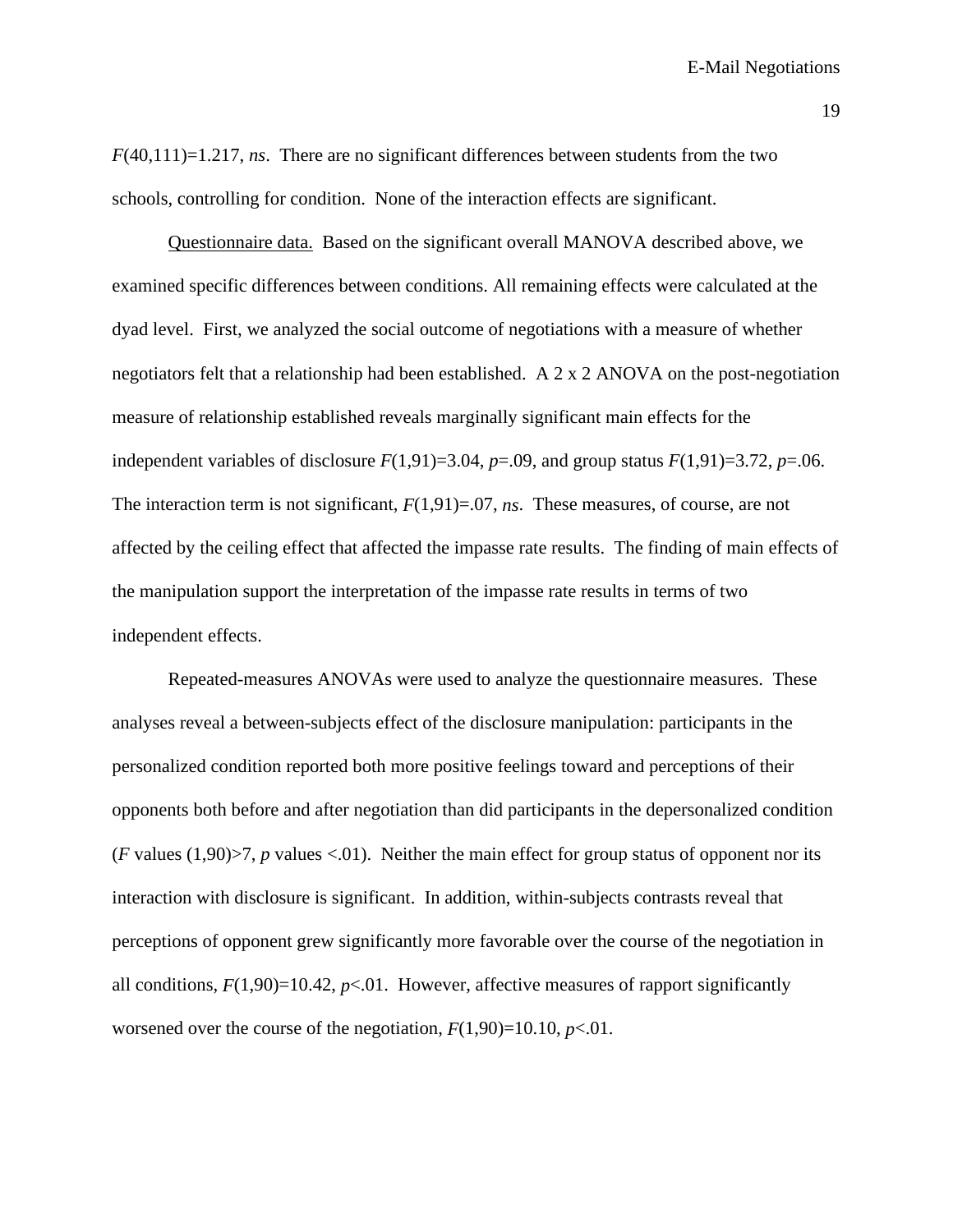$F(40,111)=1.217$, *ns*. There are no significant differences between students from the two schools, controlling for condition. None of the interaction effects are significant.

Questionnaire data. Based on the significant overall MANOVA described above, we examined specific differences between conditions. All remaining effects were calculated at the dyad level. First, we analyzed the social outcome of negotiations with a measure of whether negotiators felt that a relationship had been established. A 2 x 2 ANOVA on the post-negotiation measure of relationship established reveals marginally significant main effects for the independent variables of disclosure $F(1,91)=3.04$, $p=.09$, and group status $F(1,91)=3.72$, $p=.06$. The interaction term is not significant, $F(1,91)=.07$, *ns*. These measures, of course, are not affected by the ceiling effect that affected the impasse rate results. The finding of main effects of the manipulation support the interpretation of the impasse rate results in terms of two independent effects.

Repeated-measures ANOVAs were used to analyze the questionnaire measures. These analyses reveal a between-subjects effect of the disclosure manipulation: participants in the personalized condition reported both more positive feelings toward and perceptions of their opponents both before and after negotiation than did participants in the depersonalized condition ($F$ values $(1,90)>7$, $p$ values $<.01$). Neither the main effect for group status of opponent nor its interaction with disclosure is significant. In addition, within-subjects contrasts reveal that perceptions of opponent grew significantly more favorable over the course of the negotiation in all conditions, $F(1,90)=10.42$, $p<.01$. However, affective measures of rapport significantly worsened over the course of the negotiation, $F(1,90)=10.10$, $p<.01$.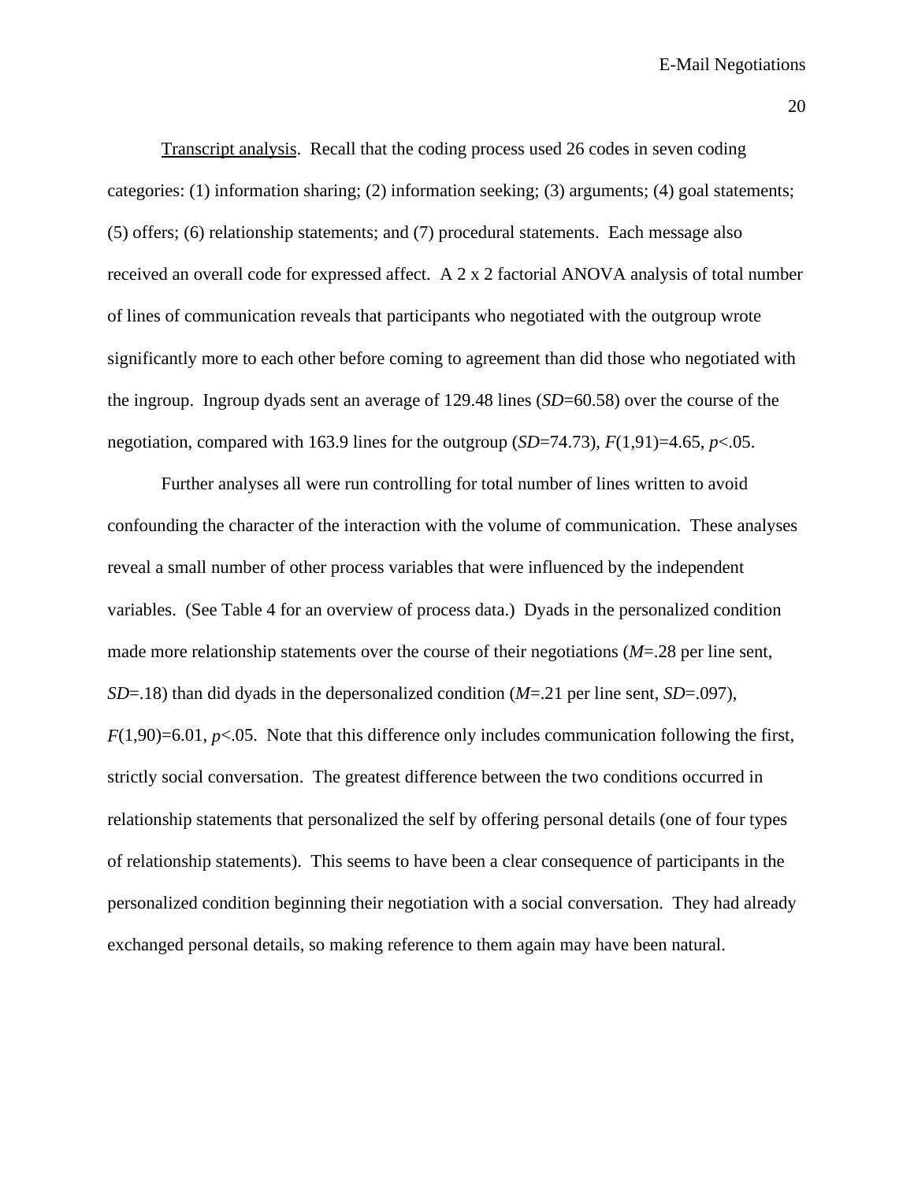<u>Transcript analysis</u>. Recall that the coding process used 26 codes in seven coding categories: (1) information sharing; (2) information seeking; (3) arguments; (4) goal statements; (5) offers; (6) relationship statements; and (7) procedural statements. Each message also received an overall code for expressed affect. A 2 x 2 factorial ANOVA analysis of total number of lines of communication reveals that participants who negotiated with the outgroup wrote significantly more to each other before coming to agreement than did those who negotiated with the ingroup. Ingroup dyads sent an average of 129.48 lines (*SD*=60.58) over the course of the negotiation, compared with 163.9 lines for the outgroup (*SD*=74.73), $F(1,91)=4.65$, $p<.05$.

Further analyses all were run controlling for total number of lines written to avoid confounding the character of the interaction with the volume of communication. These analyses reveal a small number of other process variables that were influenced by the independent variables. (See Table 4 for an overview of process data.) Dyads in the personalized condition made more relationship statements over the course of their negotiations (*M*=.28 per line sent, *SD*=.18) than did dyads in the depersonalized condition (*M*=.21 per line sent, *SD*=.097), $F(1,90)=6.01$, $p<.05$. Note that this difference only includes communication following the first, strictly social conversation. The greatest difference between the two conditions occurred in relationship statements that personalized the self by offering personal details (one of four types of relationship statements). This seems to have been a clear consequence of participants in the personalized condition beginning their negotiation with a social conversation. They had already exchanged personal details, so making reference to them again may have been natural.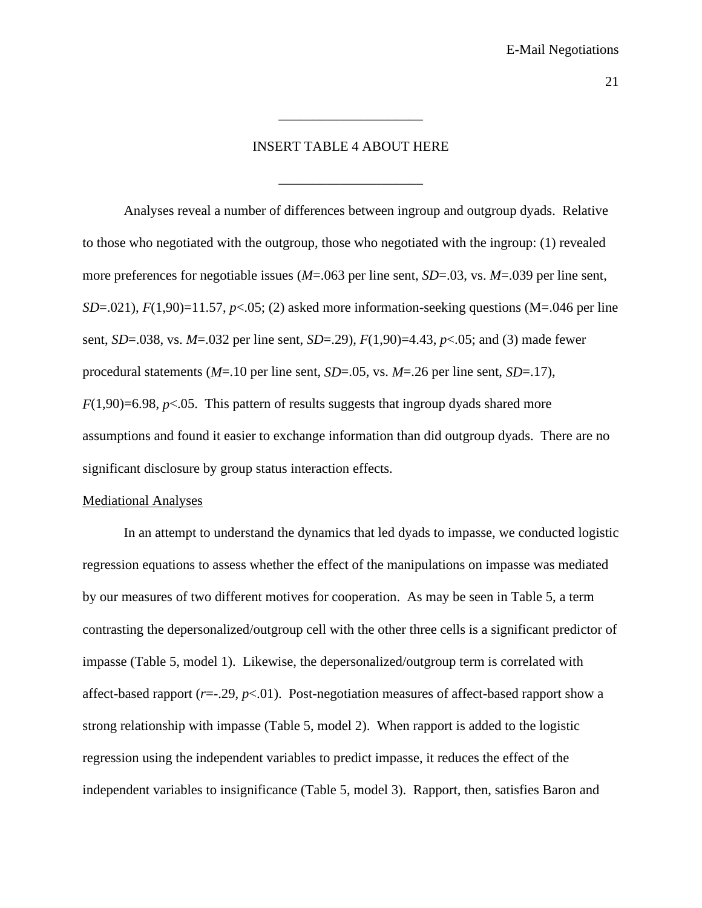_____________________

INSERT TABLE 4 ABOUT HERE

_____________________

Analyses reveal a number of differences between ingroup and outgroup dyads. Relative to those who negotiated with the outgroup, those who negotiated with the ingroup: (1) revealed more preferences for negotiable issues ($M$=.063 per line sent, $SD$=.03, vs. $M$=.039 per line sent, $SD$=.021), $F(1,90)$=11.57, $p$<.05; (2) asked more information-seeking questions (M=.046 per line sent, $SD$=.038, vs. $M$=.032 per line sent, $SD$=.29), $F(1,90)$=4.43, $p$<.05; and (3) made fewer procedural statements ($M$=.10 per line sent, $SD$=.05, vs. $M$=.26 per line sent, $SD$=.17), $F(1,90)$=6.98, $p$<.05. This pattern of results suggests that ingroup dyads shared more assumptions and found it easier to exchange information than did outgroup dyads. There are no significant disclosure by group status interaction effects.

Mediational Analyses

In an attempt to understand the dynamics that led dyads to impasse, we conducted logistic regression equations to assess whether the effect of the manipulations on impasse was mediated by our measures of two different motives for cooperation. As may be seen in Table 5, a term contrasting the depersonalized/outgroup cell with the other three cells is a significant predictor of impasse (Table 5, model 1). Likewise, the depersonalized/outgroup term is correlated with affect-based rapport ($r$=-.29, $p$<.01). Post-negotiation measures of affect-based rapport show a strong relationship with impasse (Table 5, model 2). When rapport is added to the logistic regression using the independent variables to predict impasse, it reduces the effect of the independent variables to insignificance (Table 5, model 3). Rapport, then, satisfies Baron and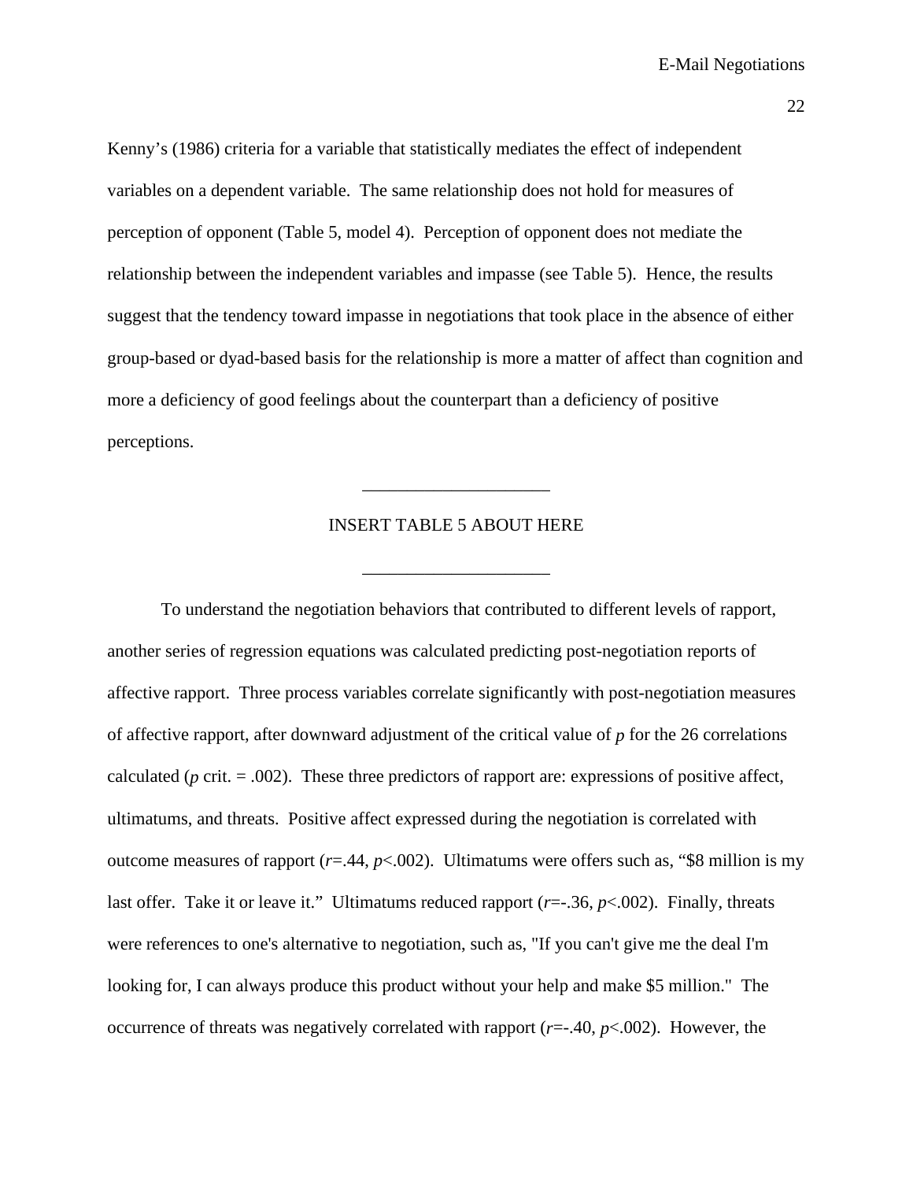Kenny's (1986) criteria for a variable that statistically mediates the effect of independent variables on a dependent variable. The same relationship does not hold for measures of perception of opponent (Table 5, model 4). Perception of opponent does not mediate the relationship between the independent variables and impasse (see Table 5). Hence, the results suggest that the tendency toward impasse in negotiations that took place in the absence of either group-based or dyad-based basis for the relationship is more a matter of affect than cognition and more a deficiency of good feelings about the counterpart than a deficiency of positive perceptions.

---

INSERT TABLE 5 ABOUT HERE

---

To understand the negotiation behaviors that contributed to different levels of rapport, another series of regression equations was calculated predicting post-negotiation reports of affective rapport. Three process variables correlate significantly with post-negotiation measures of affective rapport, after downward adjustment of the critical value of *p* for the 26 correlations calculated (*p* crit. = .002). These three predictors of rapport are: expressions of positive affect, ultimatums, and threats. Positive affect expressed during the negotiation is correlated with outcome measures of rapport ($r=.44$, $p<.002$). Ultimatums were offers such as, "$8 million is my last offer. Take it or leave it." Ultimatums reduced rapport ($r=-.36$, $p<.002$). Finally, threats were references to one's alternative to negotiation, such as, "If you can't give me the deal I'm looking for, I can always produce this product without your help and make $5 million." The occurrence of threats was negatively correlated with rapport ($r=-.40$, $p<.002$). However, the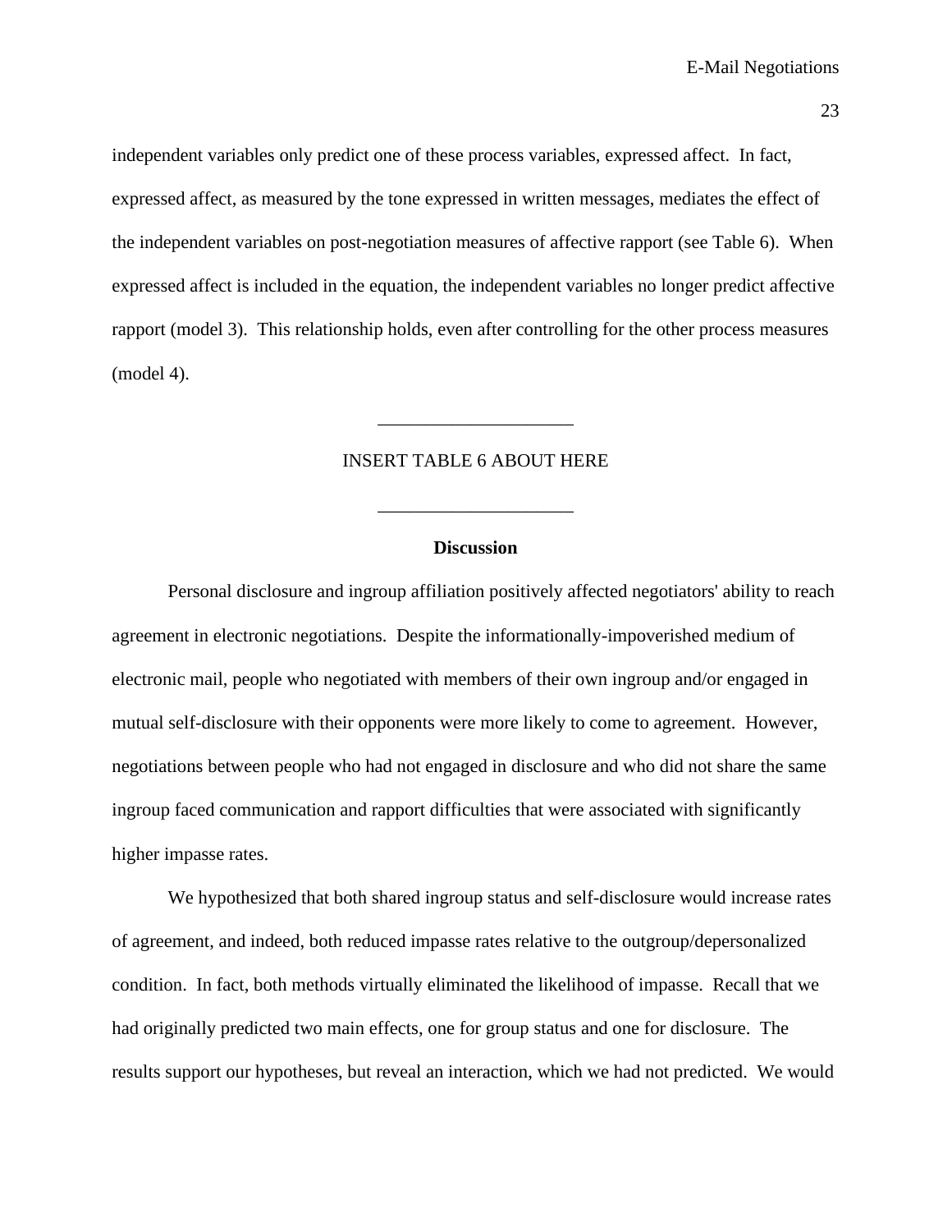independent variables only predict one of these process variables, expressed affect. In fact, expressed affect, as measured by the tone expressed in written messages, mediates the effect of the independent variables on post-negotiation measures of affective rapport (see Table 6). When expressed affect is included in the equation, the independent variables no longer predict affective rapport (model 3). This relationship holds, even after controlling for the other process measures (model 4).

---

INSERT TABLE 6 ABOUT HERE

---

## Discussion

Personal disclosure and ingroup affiliation positively affected negotiators' ability to reach agreement in electronic negotiations. Despite the informationally-impoverished medium of electronic mail, people who negotiated with members of their own ingroup and/or engaged in mutual self-disclosure with their opponents were more likely to come to agreement. However, negotiations between people who had not engaged in disclosure and who did not share the same ingroup faced communication and rapport difficulties that were associated with significantly higher impasse rates.

We hypothesized that both shared ingroup status and self-disclosure would increase rates of agreement, and indeed, both reduced impasse rates relative to the outgroup/depersonalized condition. In fact, both methods virtually eliminated the likelihood of impasse. Recall that we had originally predicted two main effects, one for group status and one for disclosure. The results support our hypotheses, but reveal an interaction, which we had not predicted. We would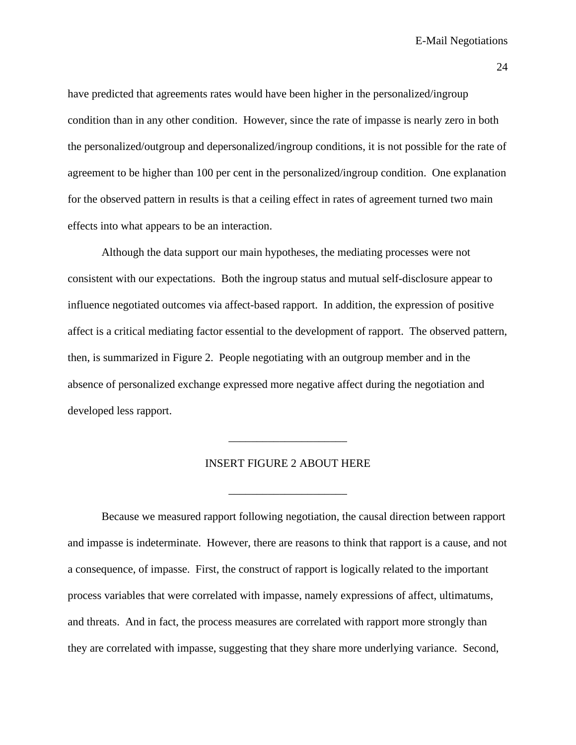have predicted that agreements rates would have been higher in the personalized/ingroup condition than in any other condition. However, since the rate of impasse is nearly zero in both the personalized/outgroup and depersonalized/ingroup conditions, it is not possible for the rate of agreement to be higher than 100 per cent in the personalized/ingroup condition. One explanation for the observed pattern in results is that a ceiling effect in rates of agreement turned two main effects into what appears to be an interaction.

Although the data support our main hypotheses, the mediating processes were not consistent with our expectations. Both the ingroup status and mutual self-disclosure appear to influence negotiated outcomes via affect-based rapport. In addition, the expression of positive affect is a critical mediating factor essential to the development of rapport. The observed pattern, then, is summarized in Figure 2. People negotiating with an outgroup member and in the absence of personalized exchange expressed more negative affect during the negotiation and developed less rapport.

INSERT FIGURE 2 ABOUT HERE

Because we measured rapport following negotiation, the causal direction between rapport and impasse is indeterminate. However, there are reasons to think that rapport is a cause, and not a consequence, of impasse. First, the construct of rapport is logically related to the important process variables that were correlated with impasse, namely expressions of affect, ultimatums, and threats. And in fact, the process measures are correlated with rapport more strongly than they are correlated with impasse, suggesting that they share more underlying variance. Second,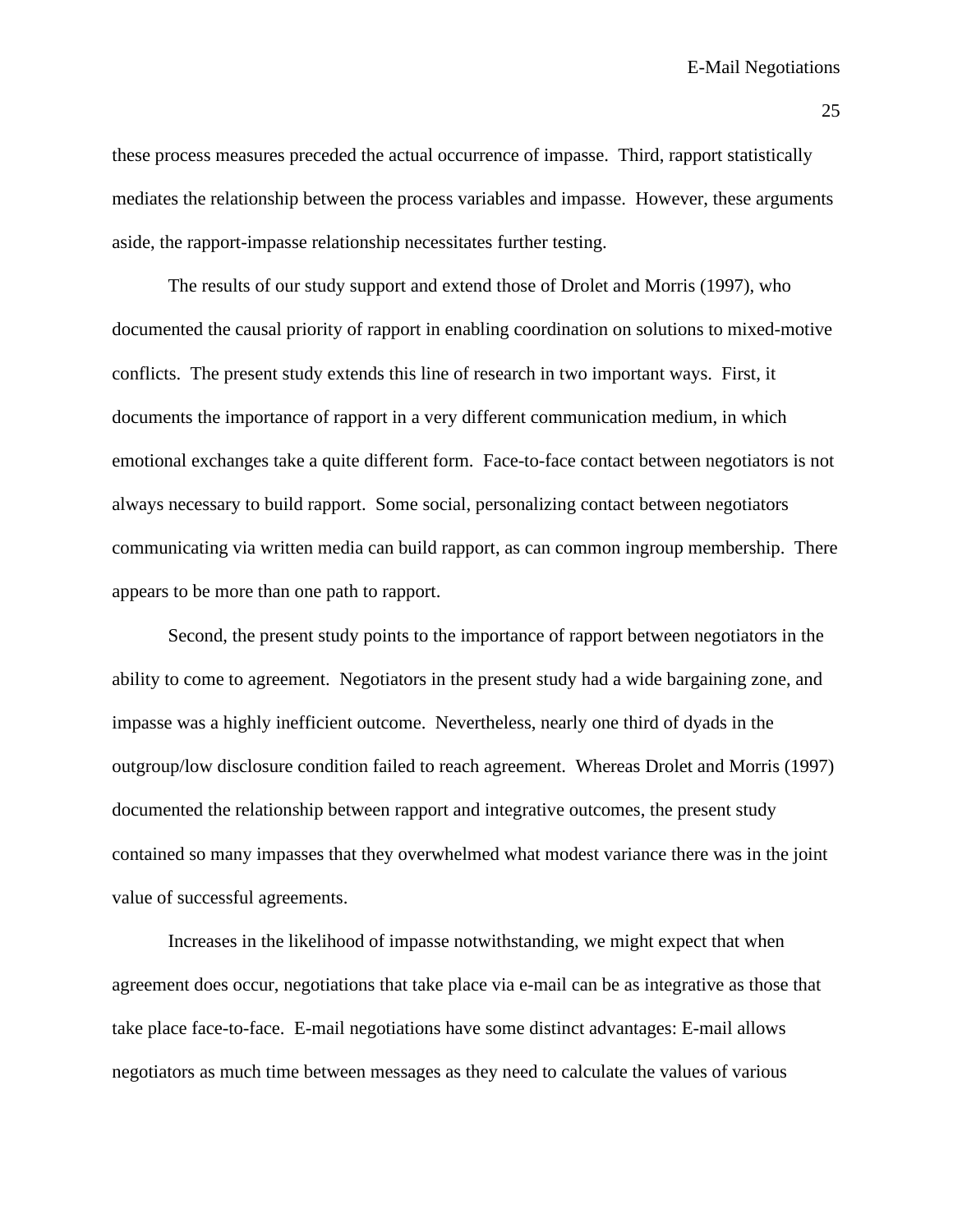these process measures preceded the actual occurrence of impasse. Third, rapport statistically mediates the relationship between the process variables and impasse. However, these arguments aside, the rapport-impasse relationship necessitates further testing.

The results of our study support and extend those of Drolet and Morris (1997), who documented the causal priority of rapport in enabling coordination on solutions to mixed-motive conflicts. The present study extends this line of research in two important ways. First, it documents the importance of rapport in a very different communication medium, in which emotional exchanges take a quite different form. Face-to-face contact between negotiators is not always necessary to build rapport. Some social, personalizing contact between negotiators communicating via written media can build rapport, as can common ingroup membership. There appears to be more than one path to rapport.

Second, the present study points to the importance of rapport between negotiators in the ability to come to agreement. Negotiators in the present study had a wide bargaining zone, and impasse was a highly inefficient outcome. Nevertheless, nearly one third of dyads in the outgroup/low disclosure condition failed to reach agreement. Whereas Drolet and Morris (1997) documented the relationship between rapport and integrative outcomes, the present study contained so many impasses that they overwhelmed what modest variance there was in the joint value of successful agreements.

Increases in the likelihood of impasse notwithstanding, we might expect that when agreement does occur, negotiations that take place via e-mail can be as integrative as those that take place face-to-face. E-mail negotiations have some distinct advantages: E-mail allows negotiators as much time between messages as they need to calculate the values of various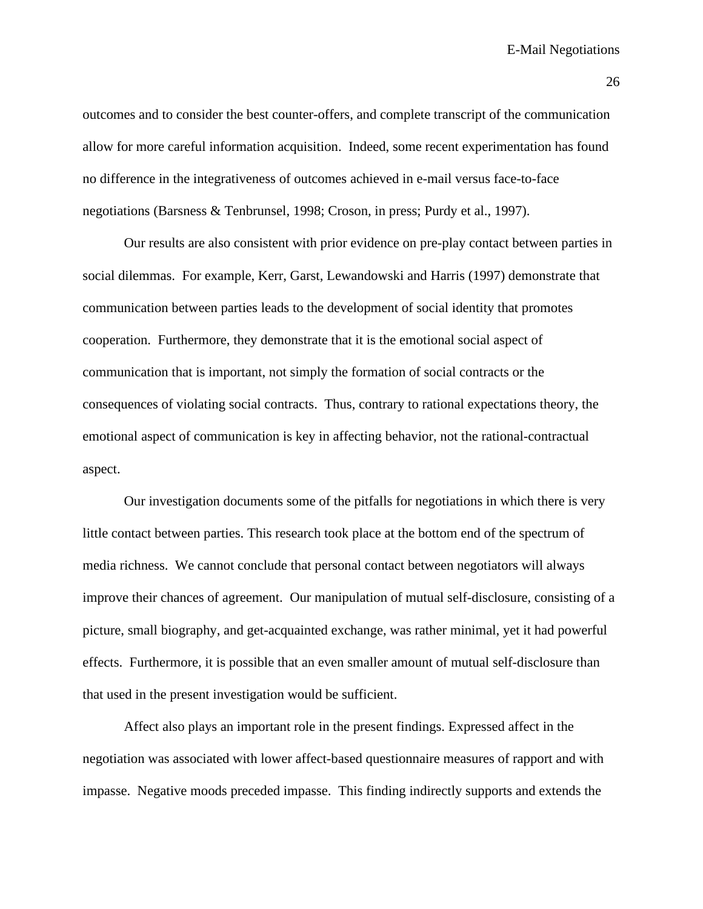outcomes and to consider the best counter-offers, and complete transcript of the communication allow for more careful information acquisition. Indeed, some recent experimentation has found no difference in the integrativeness of outcomes achieved in e-mail versus face-to-face negotiations (Barsness & Tenbrunsel, 1998; Croson, in press; Purdy et al., 1997).

Our results are also consistent with prior evidence on pre-play contact between parties in social dilemmas. For example, Kerr, Garst, Lewandowski and Harris (1997) demonstrate that communication between parties leads to the development of social identity that promotes cooperation. Furthermore, they demonstrate that it is the emotional social aspect of communication that is important, not simply the formation of social contracts or the consequences of violating social contracts. Thus, contrary to rational expectations theory, the emotional aspect of communication is key in affecting behavior, not the rational-contractual aspect.

Our investigation documents some of the pitfalls for negotiations in which there is very little contact between parties. This research took place at the bottom end of the spectrum of media richness. We cannot conclude that personal contact between negotiators will always improve their chances of agreement. Our manipulation of mutual self-disclosure, consisting of a picture, small biography, and get-acquainted exchange, was rather minimal, yet it had powerful effects. Furthermore, it is possible that an even smaller amount of mutual self-disclosure than that used in the present investigation would be sufficient.

Affect also plays an important role in the present findings. Expressed affect in the negotiation was associated with lower affect-based questionnaire measures of rapport and with impasse. Negative moods preceded impasse. This finding indirectly supports and extends the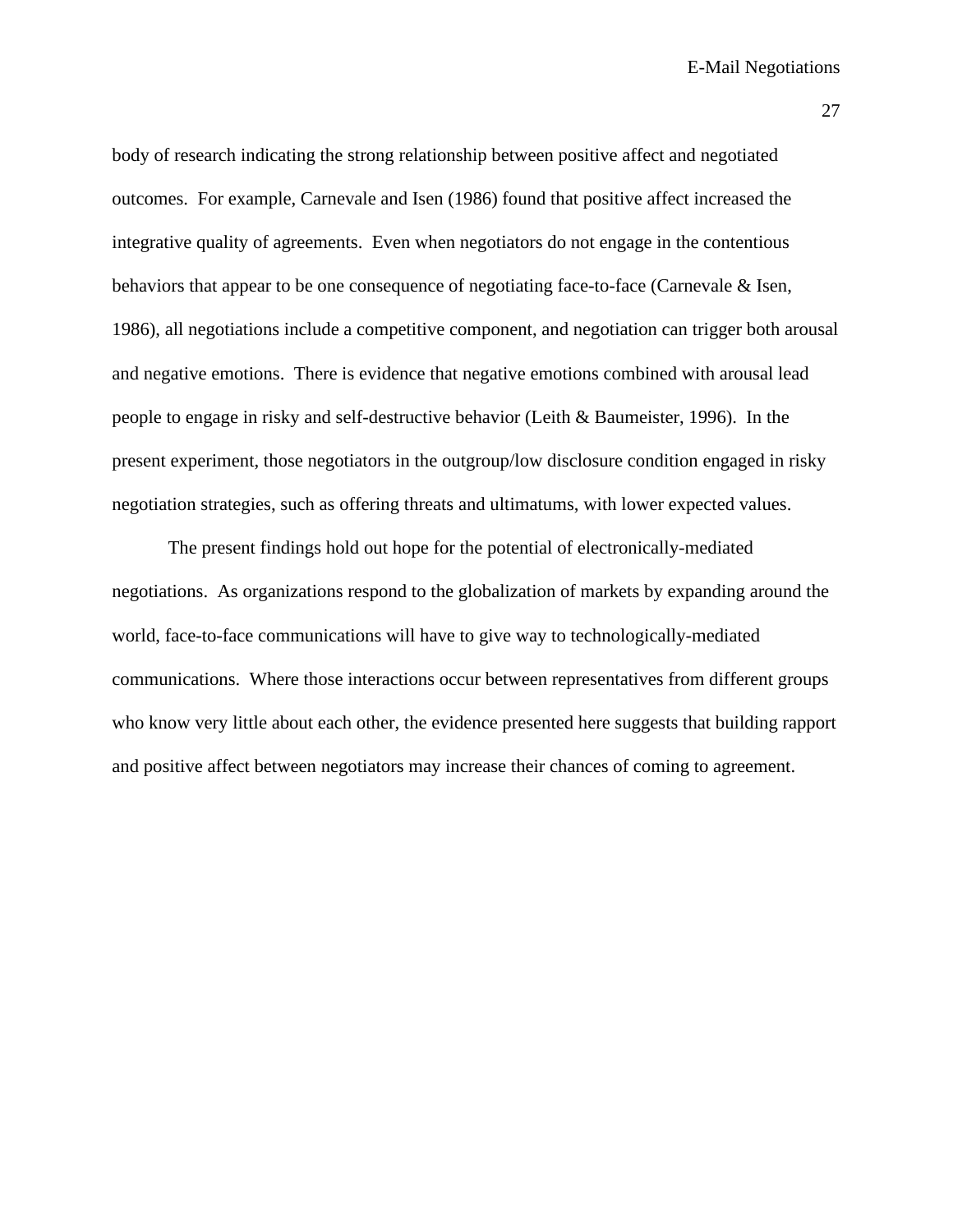body of research indicating the strong relationship between positive affect and negotiated outcomes. For example, Carnevale and Isen (1986) found that positive affect increased the integrative quality of agreements. Even when negotiators do not engage in the contentious behaviors that appear to be one consequence of negotiating face-to-face (Carnevale & Isen, 1986), all negotiations include a competitive component, and negotiation can trigger both arousal and negative emotions. There is evidence that negative emotions combined with arousal lead people to engage in risky and self-destructive behavior (Leith & Baumeister, 1996). In the present experiment, those negotiators in the outgroup/low disclosure condition engaged in risky negotiation strategies, such as offering threats and ultimatums, with lower expected values.

The present findings hold out hope for the potential of electronically-mediated negotiations. As organizations respond to the globalization of markets by expanding around the world, face-to-face communications will have to give way to technologically-mediated communications. Where those interactions occur between representatives from different groups who know very little about each other, the evidence presented here suggests that building rapport and positive affect between negotiators may increase their chances of coming to agreement.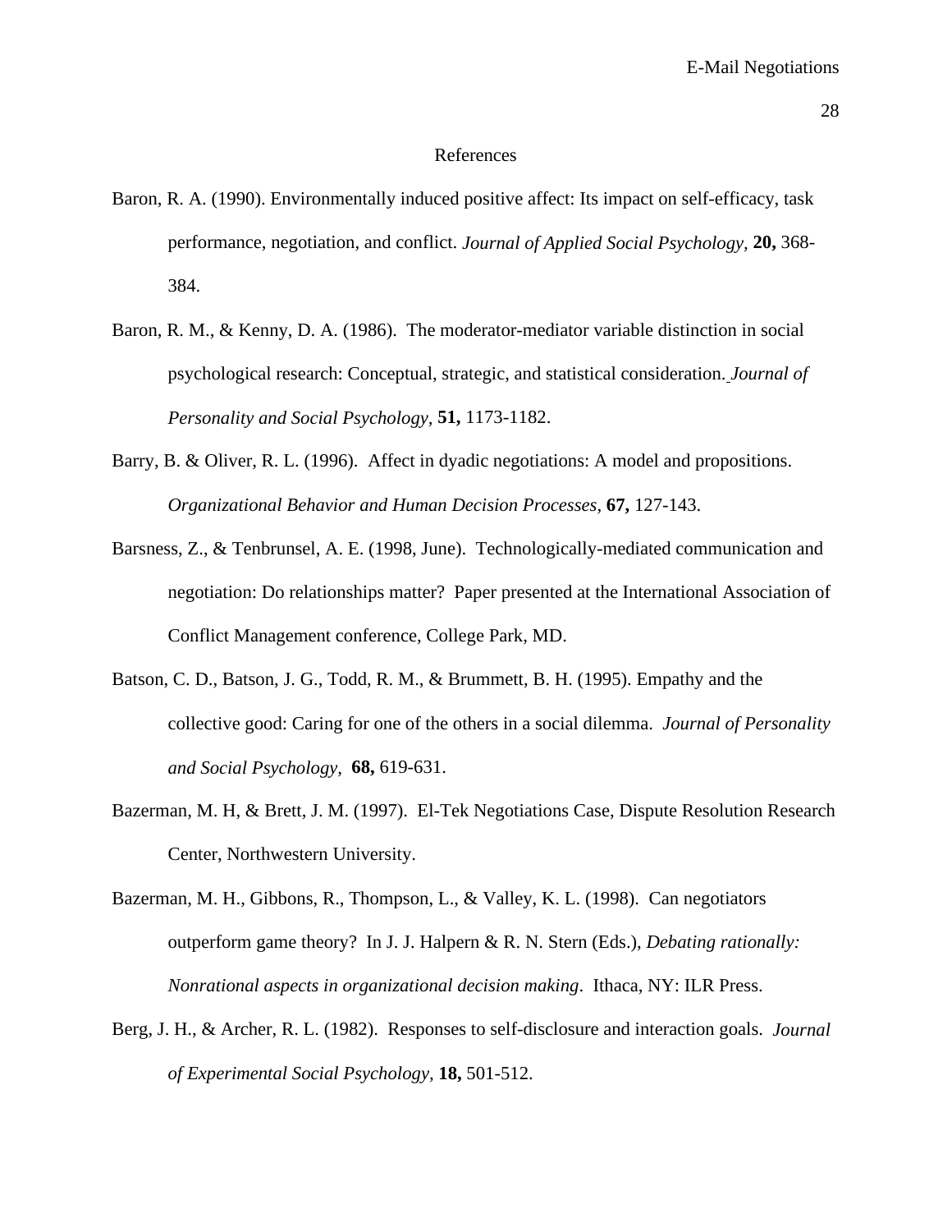# References

Baron, R. A. (1990). Environmentally induced positive affect: Its impact on self-efficacy, task performance, negotiation, and conflict. *Journal of Applied Social Psychology,* **20,** 368-384.

Baron, R. M., & Kenny, D. A. (1986). The moderator-mediator variable distinction in social psychological research: Conceptual, strategic, and statistical consideration. *Journal of Personality and Social Psychology*, **51,** 1173-1182.

Barry, B. & Oliver, R. L. (1996). Affect in dyadic negotiations: A model and propositions. *Organizational Behavior and Human Decision Processes*, **67,** 127-143.

Barsness, Z., & Tenbrunsel, A. E. (1998, June). Technologically-mediated communication and negotiation: Do relationships matter? Paper presented at the International Association of Conflict Management conference, College Park, MD.

Batson, C. D., Batson, J. G., Todd, R. M., & Brummett, B. H. (1995). Empathy and the collective good: Caring for one of the others in a social dilemma. *Journal of Personality and Social Psychology,* **68,** 619-631.

Bazerman, M. H, & Brett, J. M. (1997). El-Tek Negotiations Case, Dispute Resolution Research Center, Northwestern University.

Bazerman, M. H., Gibbons, R., Thompson, L., & Valley, K. L. (1998). Can negotiators outperform game theory? In J. J. Halpern & R. N. Stern (Eds.), *Debating rationally: Nonrational aspects in organizational decision making*. Ithaca, NY: ILR Press.

Berg, J. H., & Archer, R. L. (1982). Responses to self-disclosure and interaction goals. *Journal of Experimental Social Psychology*, **18,** 501-512.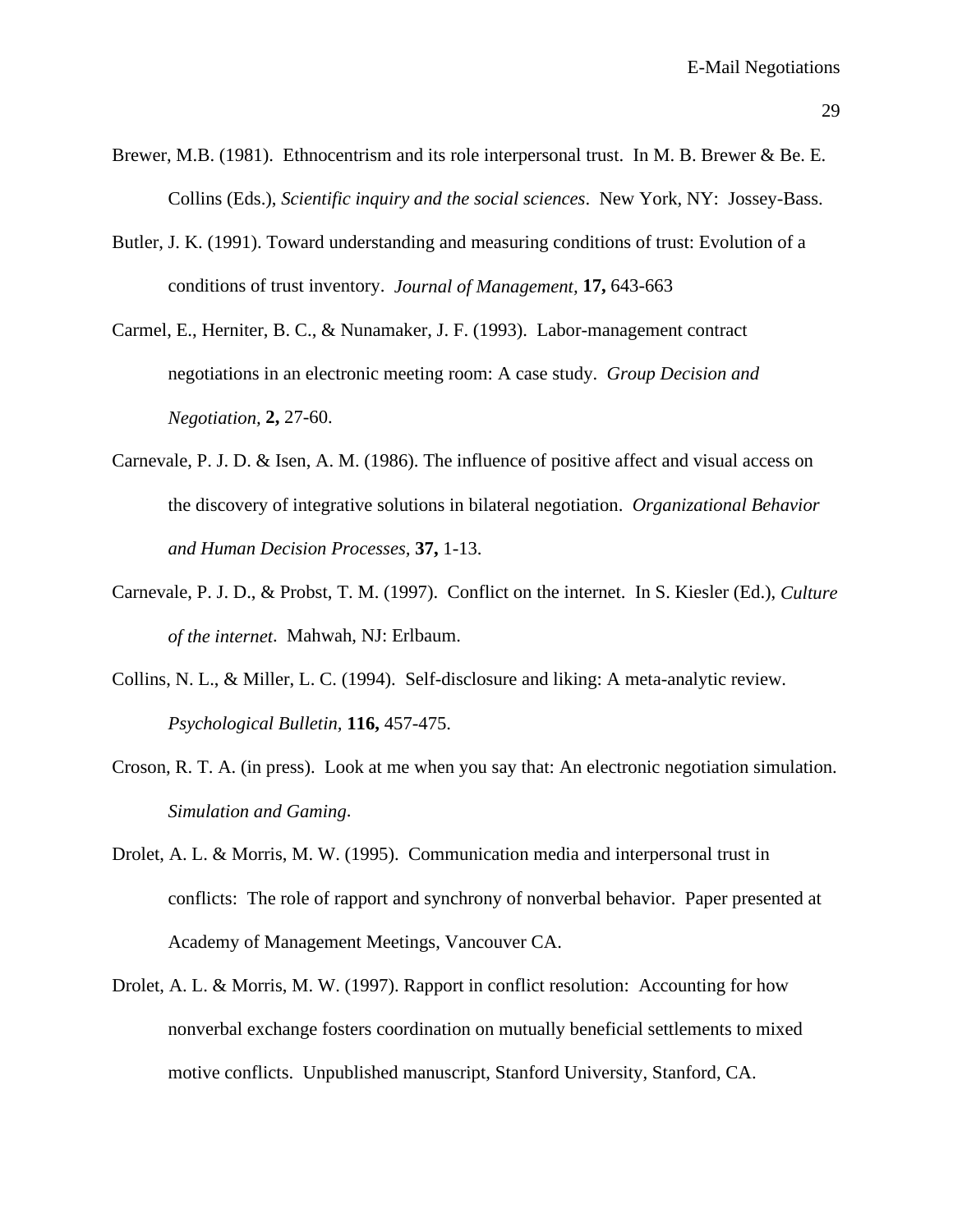Brewer, M.B. (1981). Ethnocentrism and its role interpersonal trust. In M. B. Brewer & Be. E. Collins (Eds.), *Scientific inquiry and the social sciences*. New York, NY: Jossey-Bass.

Butler, J. K. (1991). Toward understanding and measuring conditions of trust: Evolution of a conditions of trust inventory. *Journal of Management,* **17,** 643-663

Carmel, E., Herniter, B. C., & Nunamaker, J. F. (1993). Labor-management contract negotiations in an electronic meeting room: A case study. *Group Decision and Negotiation,* **2,** 27-60.

Carnevale, P. J. D. & Isen, A. M. (1986). The influence of positive affect and visual access on the discovery of integrative solutions in bilateral negotiation. *Organizational Behavior and Human Decision Processes,* **37,** 1-13.

Carnevale, P. J. D., & Probst, T. M. (1997). Conflict on the internet. In S. Kiesler (Ed.), *Culture of the internet*. Mahwah, NJ: Erlbaum.

Collins, N. L., & Miller, L. C. (1994). Self-disclosure and liking: A meta-analytic review. *Psychological Bulletin,* **116,** 457-475.

Croson, R. T. A. (in press). Look at me when you say that: An electronic negotiation simulation. *Simulation and Gaming*.

Drolet, A. L. & Morris, M. W. (1995). Communication media and interpersonal trust in conflicts: The role of rapport and synchrony of nonverbal behavior. Paper presented at Academy of Management Meetings, Vancouver CA.

Drolet, A. L. & Morris, M. W. (1997). Rapport in conflict resolution: Accounting for how nonverbal exchange fosters coordination on mutually beneficial settlements to mixed motive conflicts. Unpublished manuscript, Stanford University, Stanford, CA.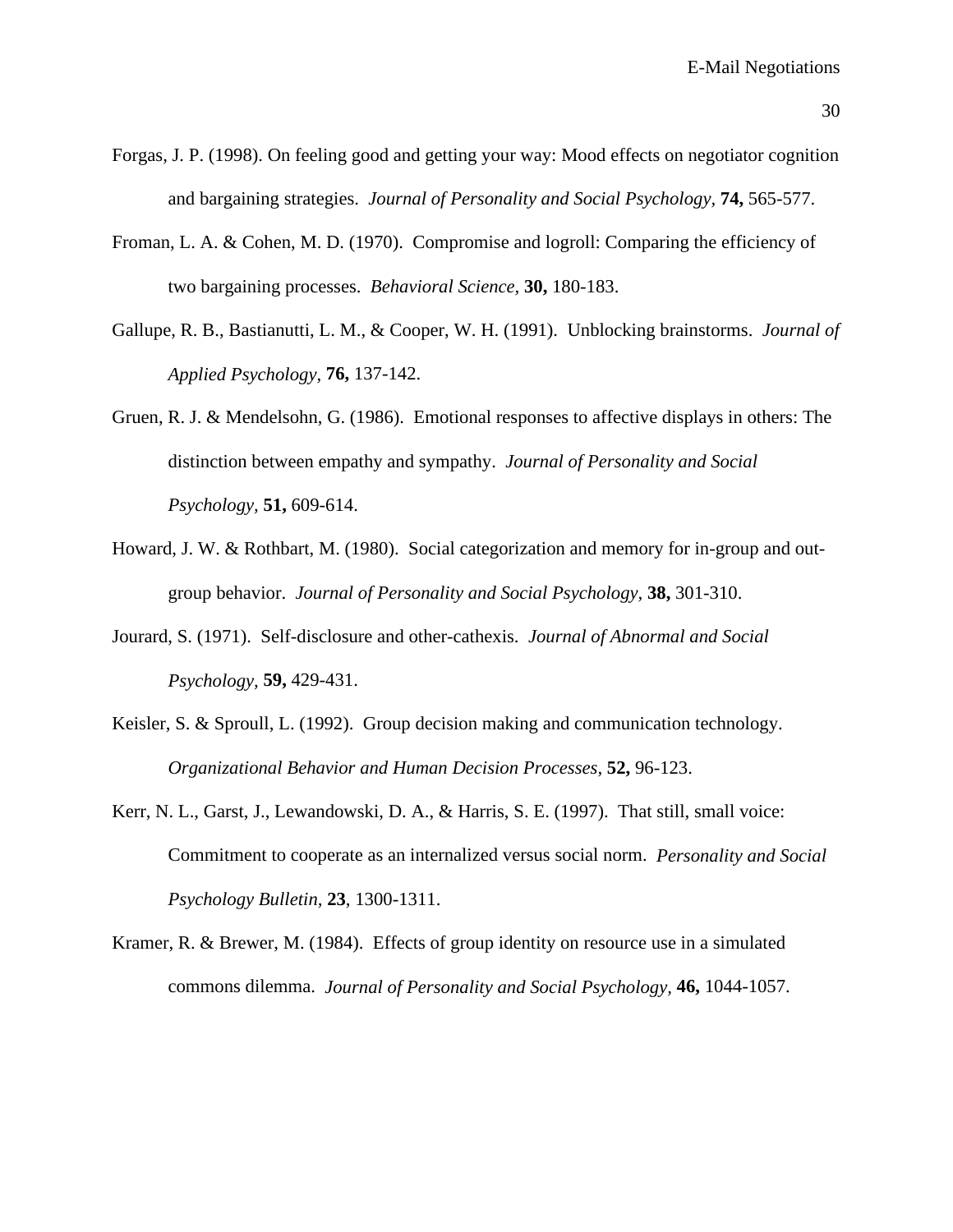Forgas, J. P. (1998). On feeling good and getting your way: Mood effects on negotiator cognition and bargaining strategies. *Journal of Personality and Social Psychology,* **74,** 565-577.

Froman, L. A. & Cohen, M. D. (1970). Compromise and logroll: Comparing the efficiency of two bargaining processes. *Behavioral Science,* **30,** 180-183.

Gallupe, R. B., Bastianutti, L. M., & Cooper, W. H. (1991). Unblocking brainstorms. *Journal of Applied Psychology,* **76,** 137-142.

Gruen, R. J. & Mendelsohn, G. (1986). Emotional responses to affective displays in others: The distinction between empathy and sympathy. *Journal of Personality and Social Psychology,* **51,** 609-614.

Howard, J. W. & Rothbart, M. (1980). Social categorization and memory for in-group and out-group behavior. *Journal of Personality and Social Psychology,* **38,** 301-310.

Jourard, S. (1971). Self-disclosure and other-cathexis. *Journal of Abnormal and Social Psychology,* **59,** 429-431.

Keisler, S. & Sproull, L. (1992). Group decision making and communication technology. *Organizational Behavior and Human Decision Processes,* **52,** 96-123.

Kerr, N. L., Garst, J., Lewandowski, D. A., & Harris, S. E. (1997). That still, small voice: Commitment to cooperate as an internalized versus social norm. *Personality and Social Psychology Bulletin,* **23**, 1300-1311.

Kramer, R. & Brewer, M. (1984). Effects of group identity on resource use in a simulated commons dilemma. *Journal of Personality and Social Psychology,* **46,** 1044-1057.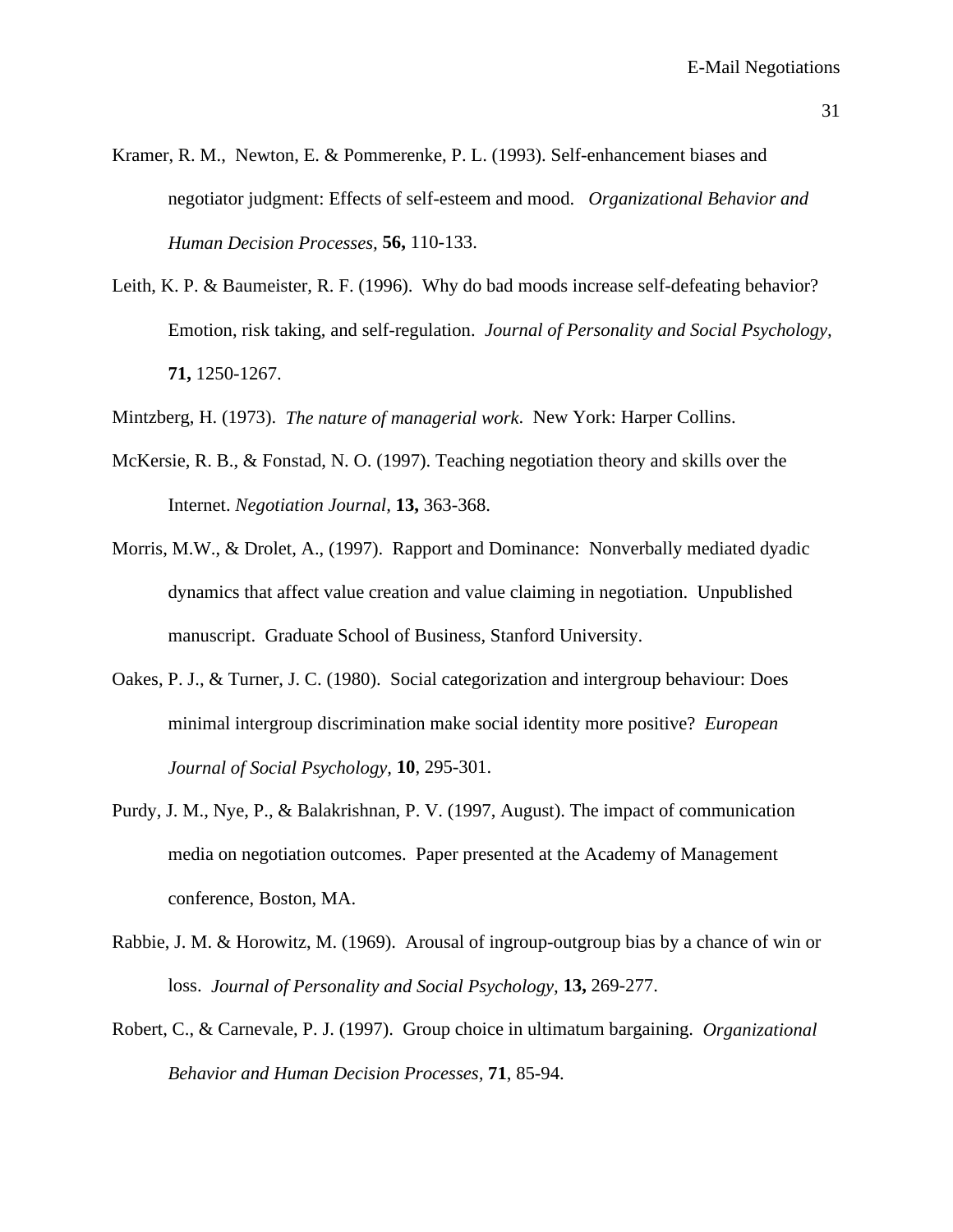Kramer, R. M., Newton, E. & Pommerenke, P. L. (1993). Self-enhancement biases and negotiator judgment: Effects of self-esteem and mood. *Organizational Behavior and Human Decision Processes,* **56,** 110-133.

Leith, K. P. & Baumeister, R. F. (1996). Why do bad moods increase self-defeating behavior? Emotion, risk taking, and self-regulation. *Journal of Personality and Social Psychology,* **71,** 1250-1267.

Mintzberg, H. (1973). *The nature of managerial work*. New York: Harper Collins.

McKersie, R. B., & Fonstad, N. O. (1997). Teaching negotiation theory and skills over the Internet. *Negotiation Journal*, **13,** 363-368.

Morris, M.W., & Drolet, A., (1997). Rapport and Dominance: Nonverbally mediated dyadic dynamics that affect value creation and value claiming in negotiation. Unpublished manuscript. Graduate School of Business, Stanford University.

Oakes, P. J., & Turner, J. C. (1980). Social categorization and intergroup behaviour: Does minimal intergroup discrimination make social identity more positive? *European Journal of Social Psychology*, **10**, 295-301.

Purdy, J. M., Nye, P., & Balakrishnan, P. V. (1997, August). The impact of communication media on negotiation outcomes. Paper presented at the Academy of Management conference, Boston, MA.

Rabbie, J. M. & Horowitz, M. (1969). Arousal of ingroup-outgroup bias by a chance of win or loss. *Journal of Personality and Social Psychology,* **13,** 269-277.

Robert, C., & Carnevale, P. J. (1997). Group choice in ultimatum bargaining. *Organizational Behavior and Human Decision Processes,* **71**, 85-94.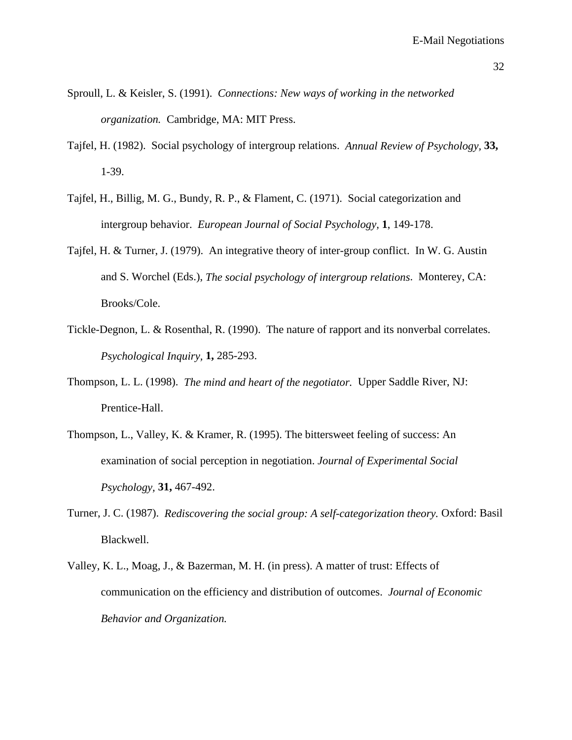Sproull, L. & Keisler, S. (1991). *Connections: New ways of working in the networked organization.* Cambridge, MA: MIT Press.

Tajfel, H. (1982). Social psychology of intergroup relations. *Annual Review of Psychology,* **33,** 1-39.

Tajfel, H., Billig, M. G., Bundy, R. P., & Flament, C. (1971). Social categorization and intergroup behavior. *European Journal of Social Psychology,* **1**, 149-178.

Tajfel, H. & Turner, J. (1979). An integrative theory of inter-group conflict. In W. G. Austin and S. Worchel (Eds.), *The social psychology of intergroup relations*. Monterey, CA: Brooks/Cole.

Tickle-Degnon, L. & Rosenthal, R. (1990). The nature of rapport and its nonverbal correlates. *Psychological Inquiry,* **1,** 285-293.

Thompson, L. L. (1998). *The mind and heart of the negotiator.* Upper Saddle River, NJ: Prentice-Hall.

Thompson, L., Valley, K. & Kramer, R. (1995). The bittersweet feeling of success: An examination of social perception in negotiation. *Journal of Experimental Social Psychology,* **31,** 467-492.

Turner, J. C. (1987). *Rediscovering the social group: A self-categorization theory.* Oxford: Basil Blackwell.

Valley, K. L., Moag, J., & Bazerman, M. H. (in press). A matter of trust: Effects of communication on the efficiency and distribution of outcomes. *Journal of Economic Behavior and Organization.*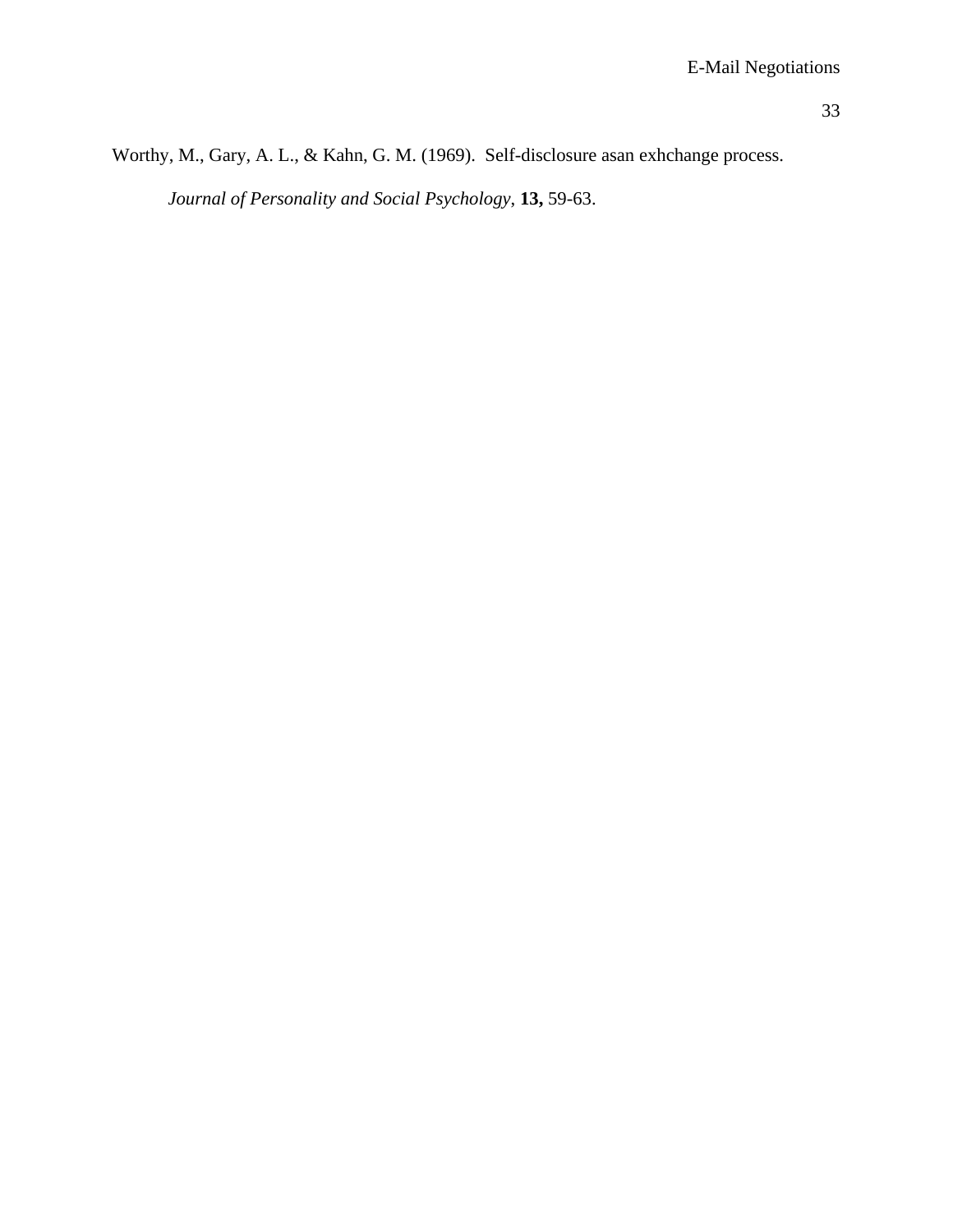Worthy, M., Gary, A. L., & Kahn, G. M. (1969). Self-disclosure asan exhchange process. *Journal of Personality and Social Psychology*, **13,** 59-63.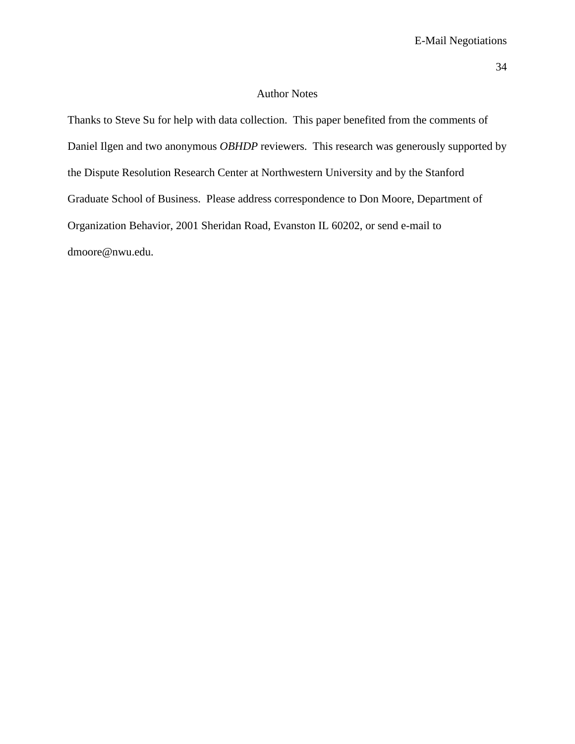# Author Notes

Thanks to Steve Su for help with data collection. This paper benefited from the comments of Daniel Ilgen and two anonymous *OBHDP* reviewers. This research was generously supported by the Dispute Resolution Research Center at Northwestern University and by the Stanford Graduate School of Business. Please address correspondence to Don Moore, Department of Organization Behavior, 2001 Sheridan Road, Evanston IL 60202, or send e-mail to dmoore@nwu.edu.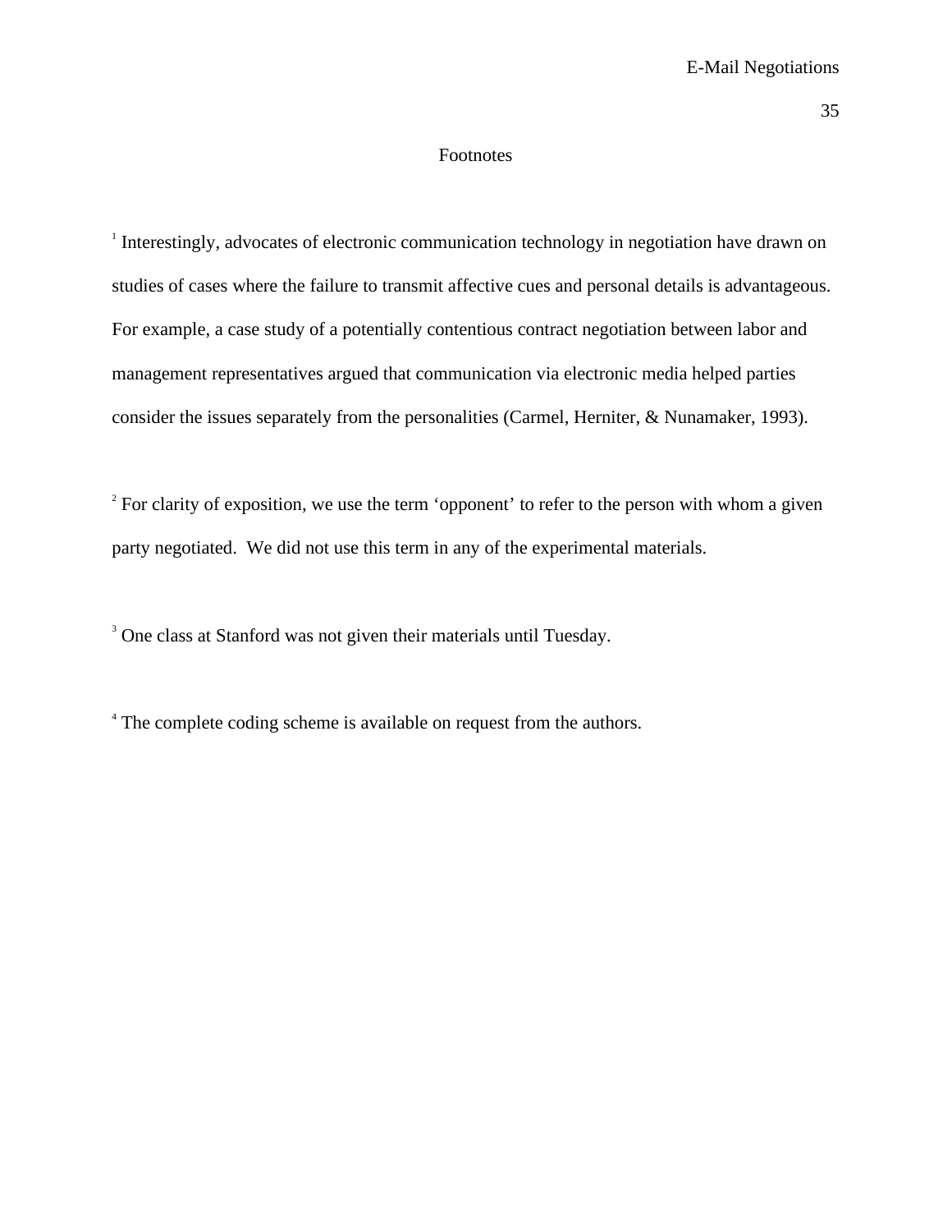# Footnotes

[1] Interestingly, advocates of electronic communication technology in negotiation have drawn on studies of cases where the failure to transmit affective cues and personal details is advantageous. For example, a case study of a potentially contentious contract negotiation between labor and management representatives argued that communication via electronic media helped parties consider the issues separately from the personalities (Carmel, Herniter, & Nunamaker, 1993).

[2] For clarity of exposition, we use the term 'opponent' to refer to the person with whom a given party negotiated. We did not use this term in any of the experimental materials.

[3] One class at Stanford was not given their materials until Tuesday.

[4] The complete coding scheme is available on request from the authors.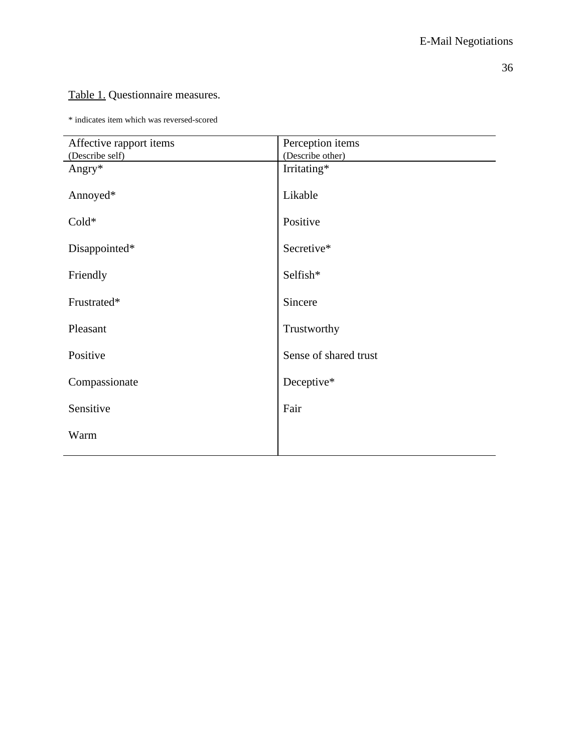Table 1. Questionnaire measures.

* indicates item which was reversed-scored

| Affective rapport items (Describe self) | Perception items (Describe other) |
|---|---|
| Angry* | Irritating* |
| Annoyed* | Likable |
| Cold* | Positive |
| Disappointed* | Secretive* |
| Friendly | Selfish* |
| Frustrated* | Sincere |
| Pleasant | Trustworthy |
| Positive | Sense of shared trust |
| Compassionate | Deceptive* |
| Sensitive | Fair |
| Warm | |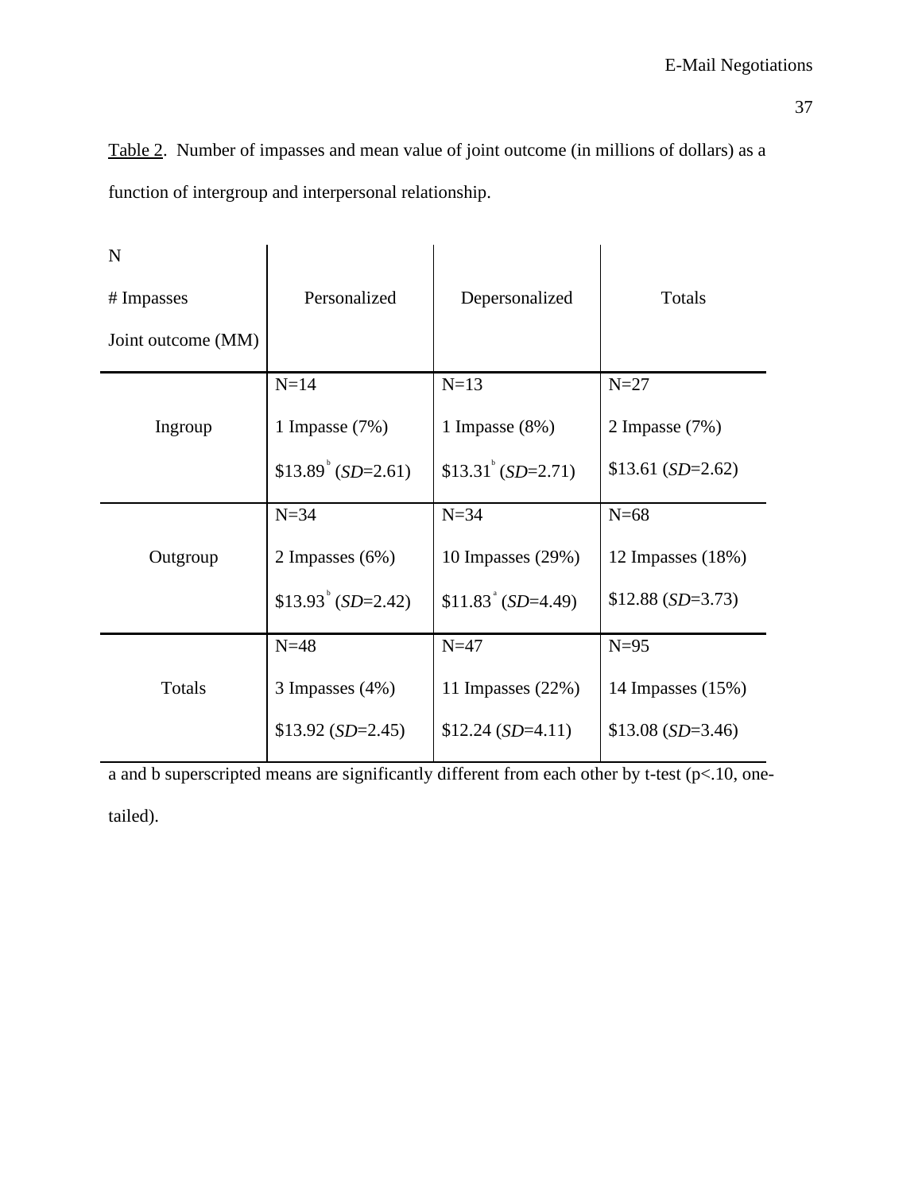Table 2. Number of impasses and mean value of joint outcome (in millions of dollars) as a function of intergroup and interpersonal relationship.

| N<br># Impasses<br>Joint outcome (MM) | Personalized | Depersonalized | Totals |
|---|---|---|---|
| Ingroup | N=14<br>1 Impasse (7%)<br>$13.89[b] (*SD*=2.61) | N=13<br>1 Impasse (8%)<br>$13.31[b] (*SD*=2.71) | N=27<br>2 Impasse (7%)<br>$13.61 (*SD*=2.62) |
| Outgroup | N=34<br>2 Impasses (6%)<br>$13.93[b] (*SD*=2.42) | N=34<br>10 Impasses (29%)<br>$11.83[a] (*SD*=4.49) | N=68<br>12 Impasses (18%)<br>$12.88 (*SD*=3.73) |
| Totals | N=48<br>3 Impasses (4%)<br>$13.92 (*SD*=2.45) | N=47<br>11 Impasses (22%)<br>$12.24 (*SD*=4.11) | N=95<br>14 Impasses (15%)<br>$13.08 (*SD*=3.46) |

a and b superscripted means are significantly different from each other by t-test ($p<.10$, one-tailed).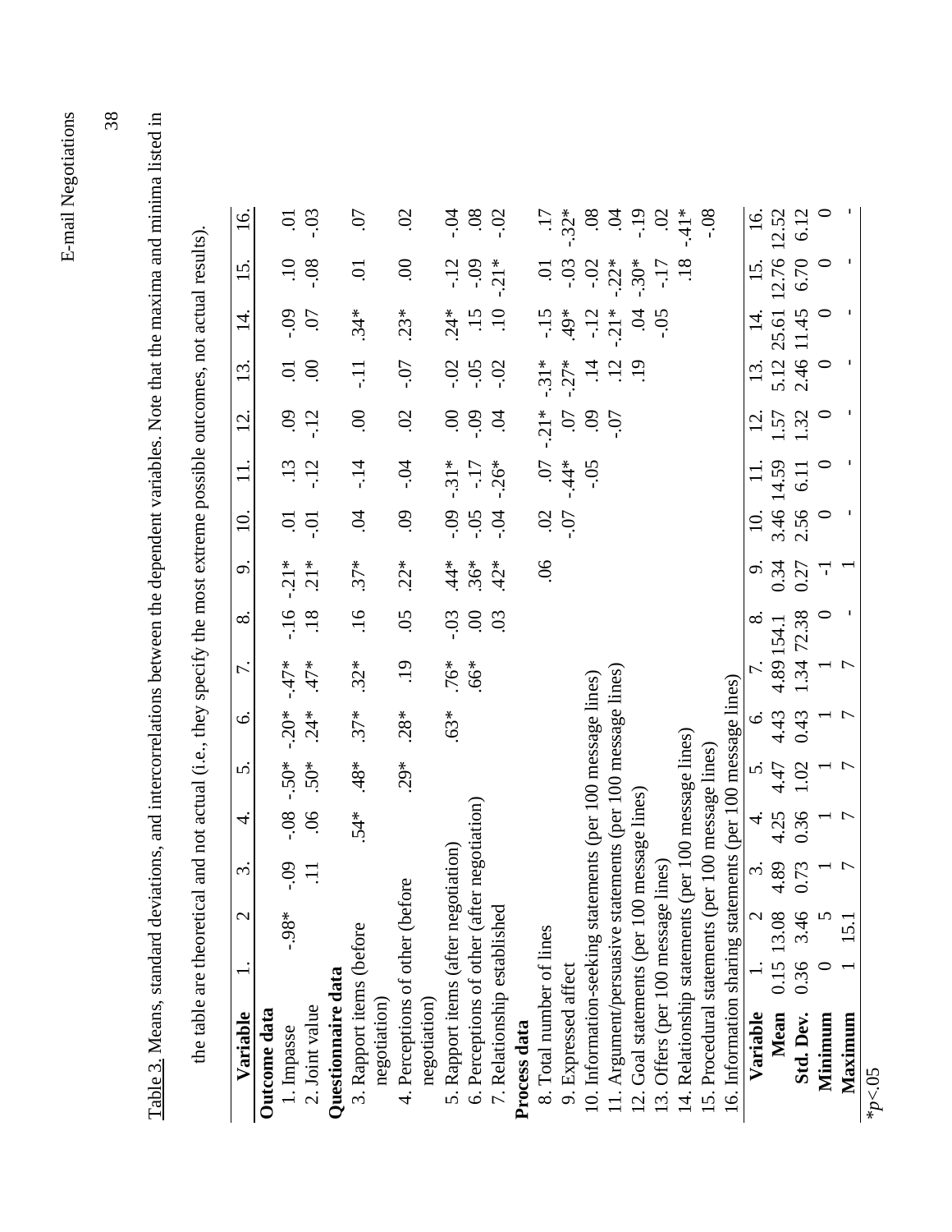Table 3. Means, standard deviations, and intercorrelations between the dependent variables. Note that the maxima and minima listed in the table are theoretical and not actual (i.e., they specify the most extreme possible outcomes, not actual results).

| Variable | 1. | 2 | 3. | 4. | 5. | 6. | 7. | 8. | 9. | 10. | 11. | 12. | 13. | 14. | 15. | 16. |
|---|---|---|---|---|---|---|---|---|---|---|---|---|---|---|---|---|
| **Outcome data** | | | | | | | | | | | | | | | | |
| 1. Impasse | | -.98* | -.09 | -.08 | -.50* | -.20* | -.47* | -.16 | -.21* | .01 | .13 | .09 | .01 | -.09 | .10 | .01 |
| 2. Joint value | | | .11 | .06 | .50* | .24* | .47* | .18 | .21* | -.01 | -.12 | -.12 | .00 | .07 | -.08 | -.03 |
| **Questionnaire data** | | | | | | | | | | | | | | | | |
| 3. Rapport items (before negotiation) | | | | .54* | .48* | .37* | .32* | .16 | .37* | .04 | -.14 | .00 | -.11 | .34* | .01 | .07 |
| 4. Perceptions of other (before negotiation) | | | | | .29* | .28* | .19 | .05 | .22* | .09 | -.04 | .02 | -.07 | .23* | .00 | .02 |
| 5. Rapport items (after negotiation) | | | | | | .63* | .76* | -.03 | .44* | -.09 | -.31* | .00 | -.02 | .24* | -.12 | -.04 |
| 6. Perceptions of other (after negotiation) | | | | | | | .66* | .00 | .36* | -.05 | -.17 | -.09 | -.05 | .15 | -.09 | .08 |
| 7. Relationship established | | | | | | | | .03 | .42* | -.04 | -.26* | .04 | -.02 | .10 | -.21* | -.02 |
| **Process data** | | | | | | | | | | | | | | | | |
| 8. Total number of lines | | | | | | | | | .06 | .02 | .07 | -.21* | -.31* | -.15 | .01 | .17 |
| 9. Expressed affect | | | | | | | | | | -.07 | -.44* | .07 | -.27* | .49* | -.03 | -.32* |
| 10. Information-seeking statements (per 100 message lines) | | | | | | | | | | | -.05 | .09 | .14 | -.12 | -.02 | .08 |
| 11. Argument/persuasive statements (per 100 message lines) | | | | | | | | | | | | -.07 | .12 | -.21* | -.22* | .04 |
| 12. Goal statements (per 100 message lines) | | | | | | | | | | | | | .19 | .04 | -.30* | -.19 |
| 13. Offers (per 100 message lines) | | | | | | | | | | | | | | -.05 | -.17 | .02 |
| 14. Relationship statements (per 100 message lines) | | | | | | | | | | | | | | | .18 | -.41* |
| 15. Procedural statements (per 100 message lines) | | | | | | | | | | | | | | | | -.08 |
| 16. Information sharing statements (per 100 message lines) | | | | | | | | | | | | | | | | |
| **Variable** | 1. | 2 | 3. | 4. | 5. | 6. | 7. | 8. | 9. | 10. | 11. | 12. | 13. | 14. | 15. | 16. |
| **Mean** | 0.15 | 13.08 | 4.89 | 4.25 | 4.47 | 4.43 | 4.89 | 154.1 | 0.34 | 3.46 | 14.59 | 1.57 | 5.12 | 25.61 | 12.76 | 12.52 |
| **Std. Dev.** | 0.36 | 3.46 | 0.73 | 0.36 | 1.02 | 0.43 | 1.34 | 72.38 | 0.27 | 2.56 | 6.11 | 1.32 | 2.46 | 11.45 | 6.70 | 6.12 |
| **Minimum** | 0 | 5 | 1 | 1 | 1 | 1 | 1 | 0 | -1 | 0 | 0 | 0 | 0 | 0 | 0 | 0 |
| **Maximum** | 1 | 15.1 | 7 | 7 | 7 | 7 | 7 | - | 1 | - | - | - | - | - | - | - |

*$p<.05$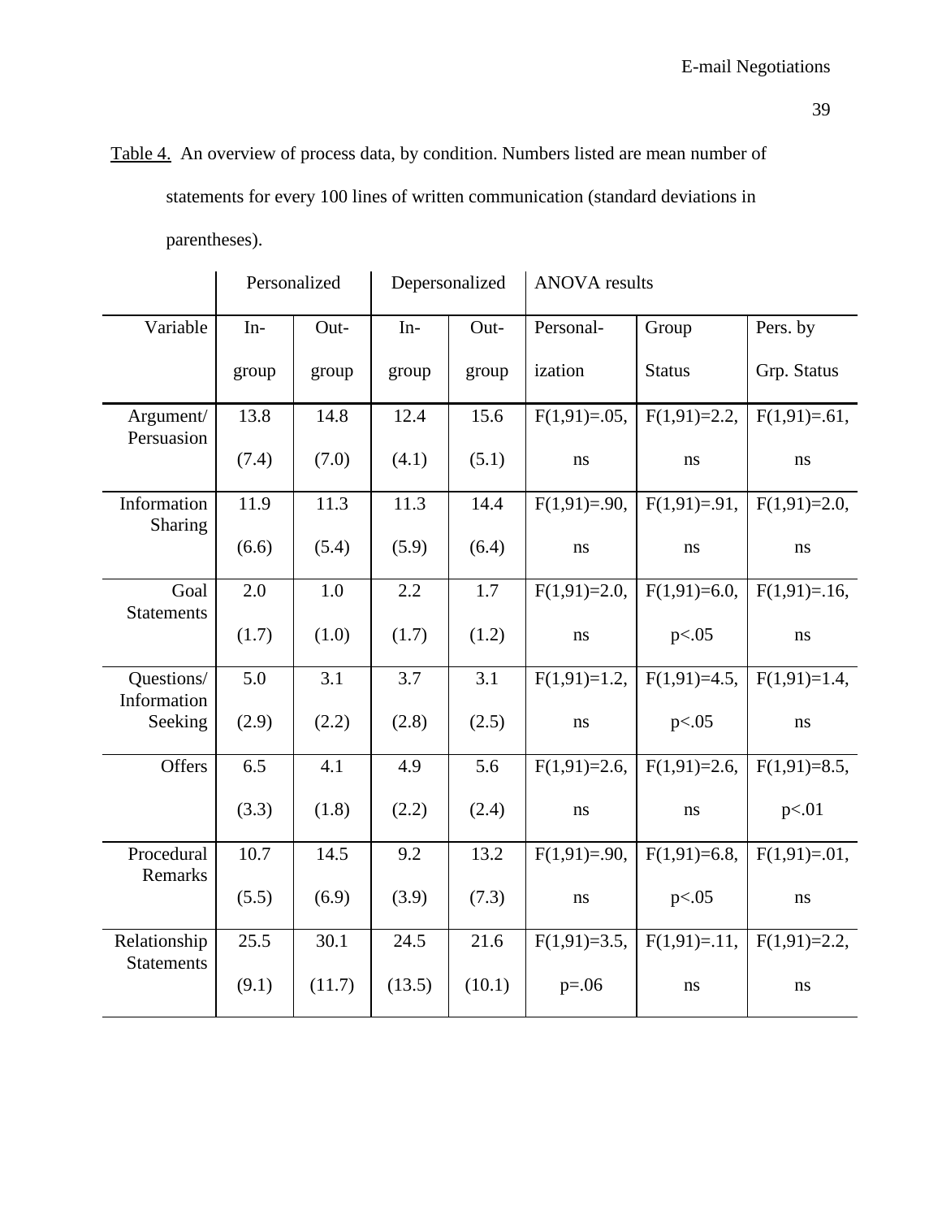Table 4. An overview of process data, by condition. Numbers listed are mean number of statements for every 100 lines of written communication (standard deviations in parentheses).

| | Personalized | | Depersonalized | | ANOVA results | | |
|---|---|---|---|---|---|---|---|
| Variable | In-group | Out-group | In-group | Out-group | Personalization | Group Status | Pers. by Grp. Status |
| Argument/ Persuasion | 13.8 (7.4) | 14.8 (7.0) | 12.4 (4.1) | 15.6 (5.1) | $F(1,91)=.05$, ns | $F(1,91)=2.2$, ns | $F(1,91)=.61$, ns |
| Information Sharing | 11.9 (6.6) | 11.3 (5.4) | 11.3 (5.9) | 14.4 (6.4) | $F(1,91)=.90$, ns | $F(1,91)=.91$, ns | $F(1,91)=2.0$, ns |
| Goal Statements | 2.0 (1.7) | 1.0 (1.0) | 2.2 (1.7) | 1.7 (1.2) | $F(1,91)=2.0$, ns | $F(1,91)=6.0$, $p<.05$ | $F(1,91)=.16$, ns |
| Questions/ Information Seeking | 5.0 (2.9) | 3.1 (2.2) | 3.7 (2.8) | 3.1 (2.5) | $F(1,91)=1.2$, ns | $F(1,91)=4.5$, $p<.05$ | $F(1,91)=1.4$, ns |
| Offers | 6.5 (3.3) | 4.1 (1.8) | 4.9 (2.2) | 5.6 (2.4) | $F(1,91)=2.6$, ns | $F(1,91)=2.6$, ns | $F(1,91)=8.5$, $p<.01$ |
| Procedural Remarks | 10.7 (5.5) | 14.5 (6.9) | 9.2 (3.9) | 13.2 (7.3) | $F(1,91)=.90$, ns | $F(1,91)=6.8$, $p<.05$ | $F(1,91)=.01$, ns |
| Relationship Statements | 25.5 (9.1) | 30.1 (11.7) | 24.5 (13.5) | 21.6 (10.1) | $F(1,91)=3.5$, $p=.06$ | $F(1,91)=.11$, ns | $F(1,91)=2.2$, ns |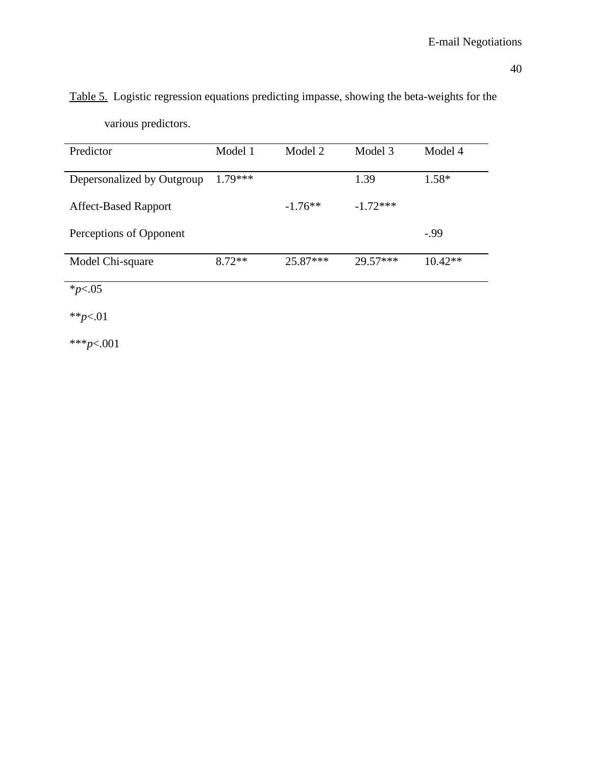Table 5. Logistic regression equations predicting impasse, showing the beta-weights for the various predictors.

| Predictor | Model 1 | Model 2 | Model 3 | Model 4 |
|---|---|---|---|---|
| Depersonalized by Outgroup | 1.79*** | | 1.39 | 1.58* |
| Affect-Based Rapport | | -1.76** | -1.72*** | |
| Perceptions of Opponent | | | | -.99 |
| Model Chi-square | 8.72** | 25.87*** | 29.57*** | 10.42** |

*$p$<.05

**$p$<.01

***$p$<.001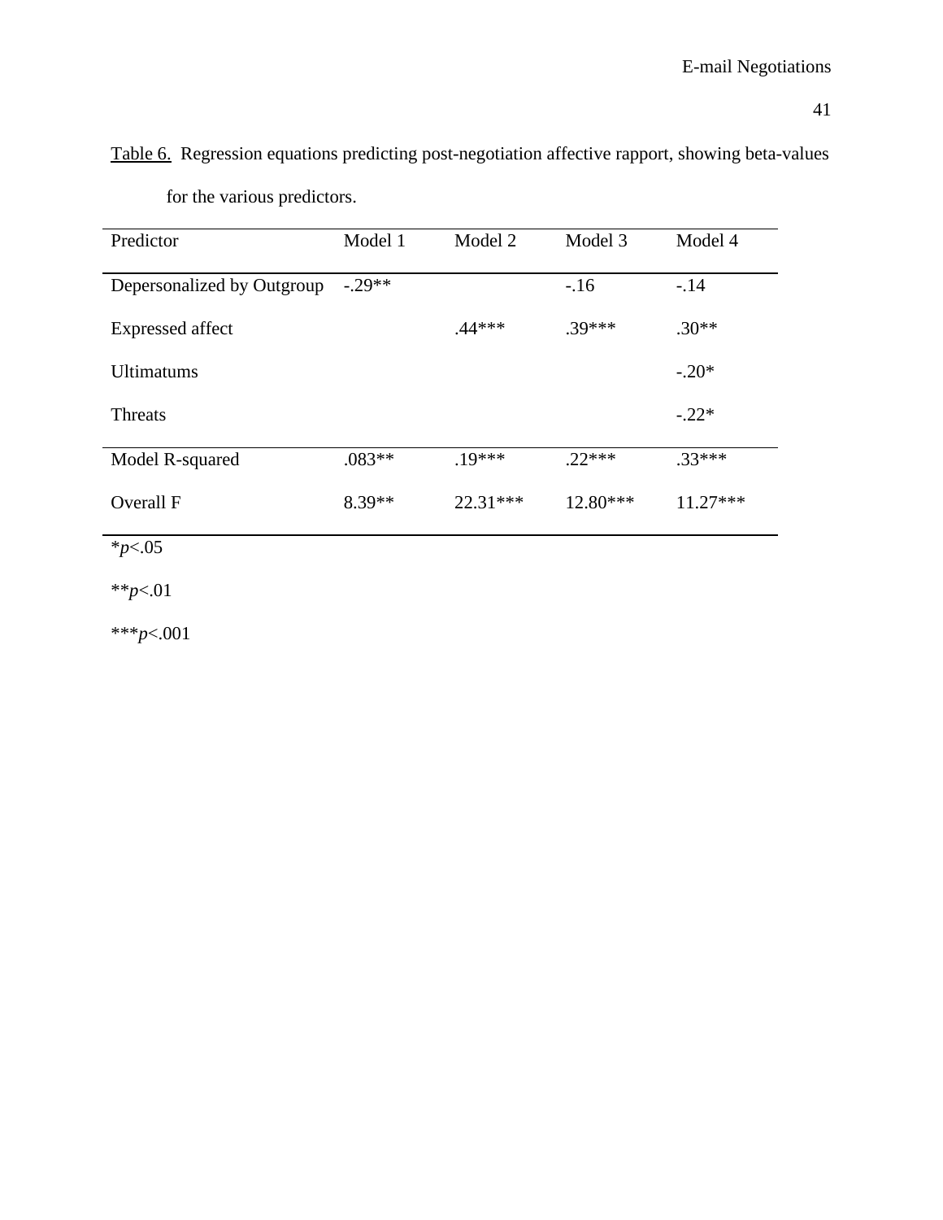Table 6. Regression equations predicting post-negotiation affective rapport, showing beta-values for the various predictors.

| Predictor | Model 1 | Model 2 | Model 3 | Model 4 |
|---|---|---|---|---|
| Depersonalized by Outgroup | -.29** | | -.16 | -.14 |
| Expressed affect | | .44*** | .39*** | .30** |
| Ultimatums | | | | -.20* |
| Threats | | | | -.22* |
| Model R-squared | .083** | .19*** | .22*** | .33*** |
| Overall F | 8.39** | 22.31*** | 12.80*** | 11.27*** |

*$p$<.05

**$p$<.01

***$p$<.001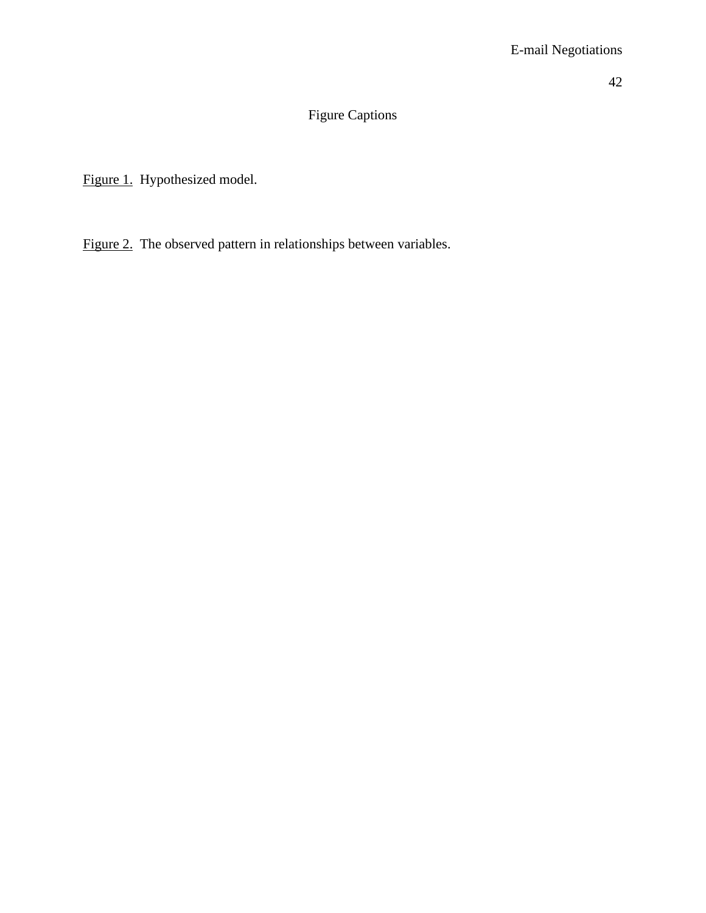# Figure Captions

Figure 1. Hypothesized model.

Figure 2. The observed pattern in relationships between variables.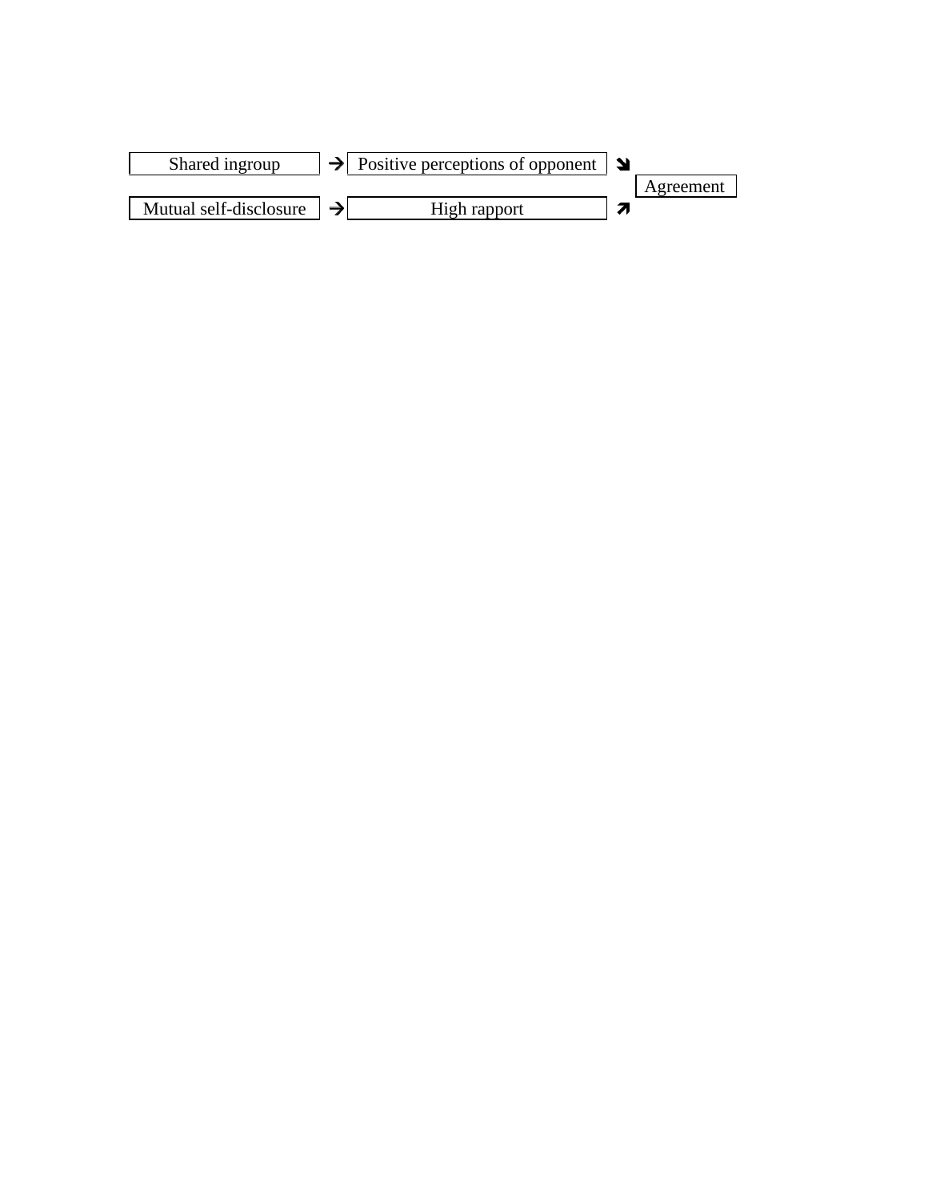| | | | | |
|---|---|---|---|---|
| Shared ingroup | → | Positive perceptions of opponent | ↘ | |
| | | | | Agreement |
| Mutual self-disclosure | → | High rapport | ↗ | |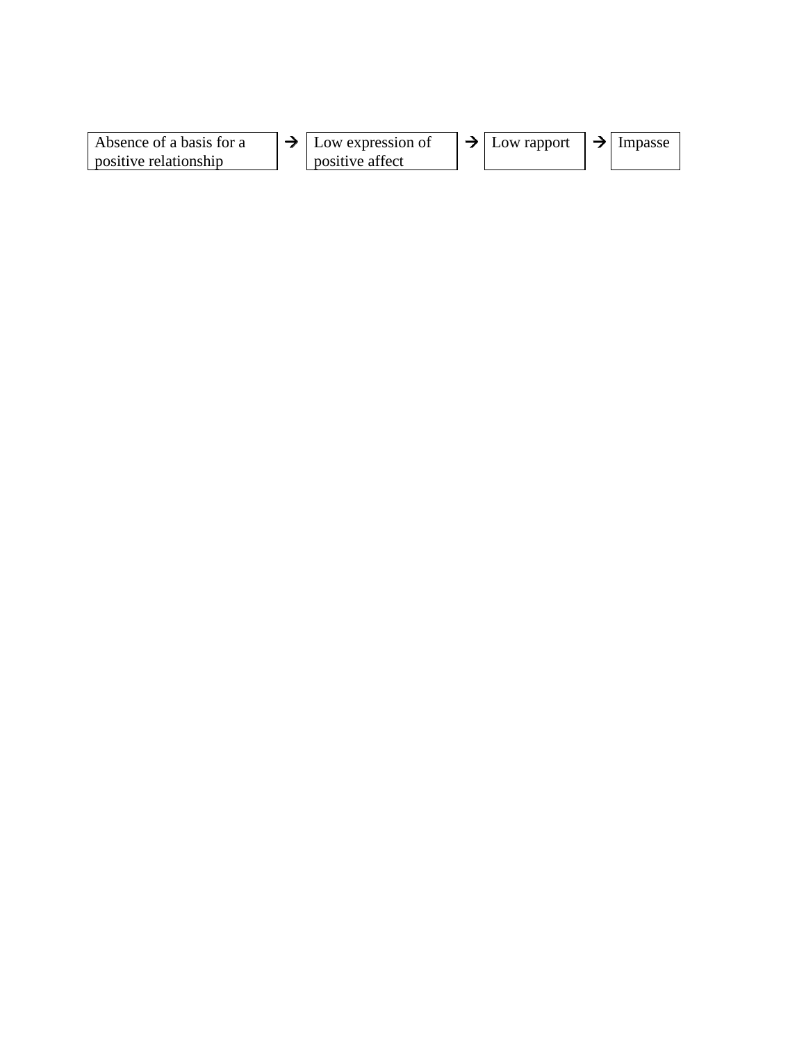Absence of a basis for a positive relationship → Low expression of positive affect → Low rapport → Impasse